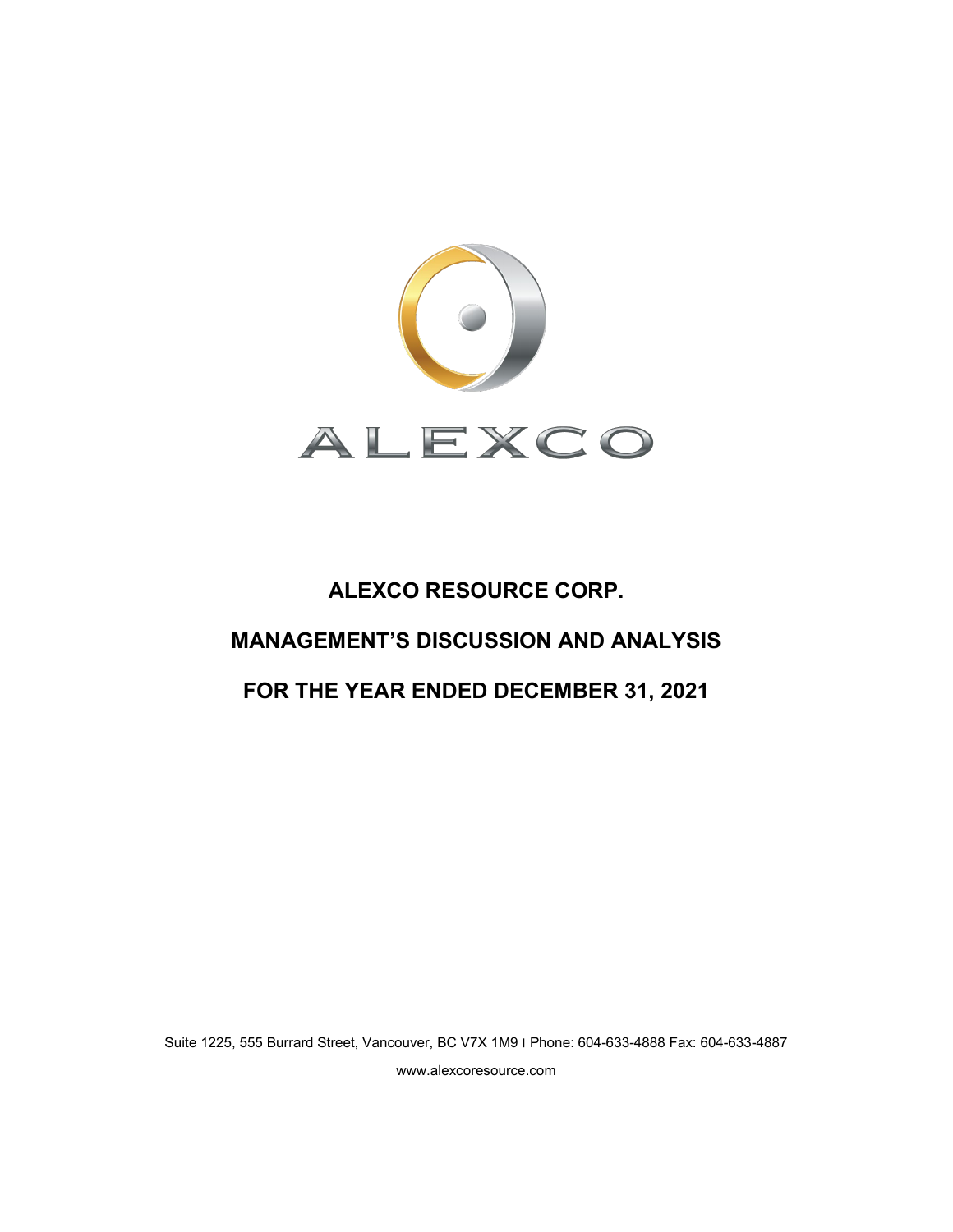ALEXCO

# ALEXCO RESOURCE CORP.

# MANAGEMENT'S DISCUSSION AND ANALYSIS

# FOR THE YEAR ENDED DECEMBER 31, 2021

Suite 1225, 555 Burrard Street, Vancouver, BC V7X 1M9 | Phone: 604-633-4888 Fax: 604-633-4887

www.alexcoresource.com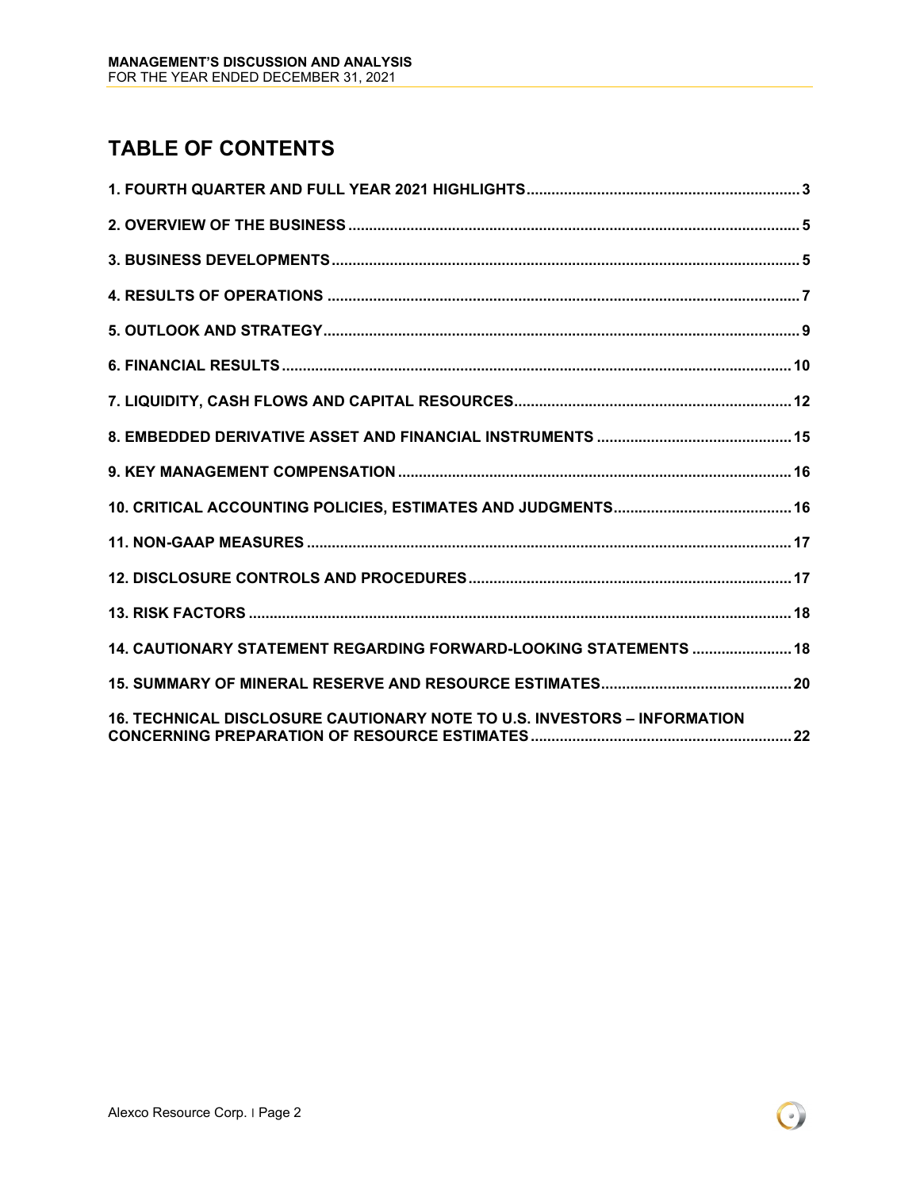# TABLE OF CONTENTS

| | |
|---|---|
| **1. FOURTH QUARTER AND FULL YEAR 2021 HIGHLIGHTS** | **3** |
| **2. OVERVIEW OF THE BUSINESS** | **5** |
| **3. BUSINESS DEVELOPMENTS** | **5** |
| **4. RESULTS OF OPERATIONS** | **7** |
| **5. OUTLOOK AND STRATEGY** | **9** |
| **6. FINANCIAL RESULTS** | **10** |
| **7. LIQUIDITY, CASH FLOWS AND CAPITAL RESOURCES** | **12** |
| **8. EMBEDDED DERIVATIVE ASSET AND FINANCIAL INSTRUMENTS** | **15** |
| **9. KEY MANAGEMENT COMPENSATION** | **16** |
| **10. CRITICAL ACCOUNTING POLICIES, ESTIMATES AND JUDGMENTS** | **16** |
| **11. NON-GAAP MEASURES** | **17** |
| **12. DISCLOSURE CONTROLS AND PROCEDURES** | **17** |
| **13. RISK FACTORS** | **18** |
| **14. CAUTIONARY STATEMENT REGARDING FORWARD-LOOKING STATEMENTS** | **18** |
| **15. SUMMARY OF MINERAL RESERVE AND RESOURCE ESTIMATES** | **20** |
| **16. TECHNICAL DISCLOSURE CAUTIONARY NOTE TO U.S. INVESTORS – INFORMATION CONCERNING PREPARATION OF RESOURCE ESTIMATES** | **22** |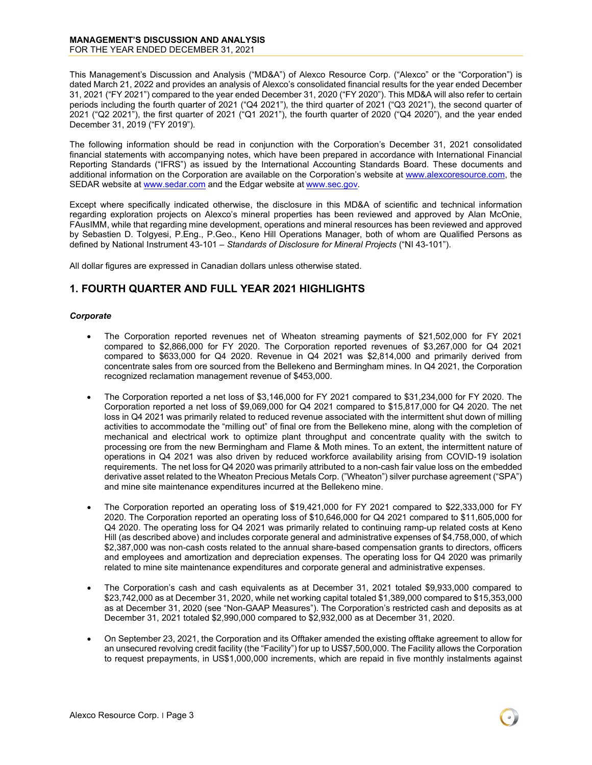This Management's Discussion and Analysis ("MD&A") of Alexco Resource Corp. ("Alexco" or the "Corporation") is dated March 21, 2022 and provides an analysis of Alexco's consolidated financial results for the year ended December 31, 2021 ("FY 2021") compared to the year ended December 31, 2020 ("FY 2020"). This MD&A will also refer to certain periods including the fourth quarter of 2021 ("Q4 2021"), the third quarter of 2021 ("Q3 2021"), the second quarter of 2021 ("Q2 2021"), the first quarter of 2021 ("Q1 2021"), the fourth quarter of 2020 ("Q4 2020"), and the year ended December 31, 2019 ("FY 2019").

The following information should be read in conjunction with the Corporation's December 31, 2021 consolidated financial statements with accompanying notes, which have been prepared in accordance with International Financial Reporting Standards ("IFRS") as issued by the International Accounting Standards Board. These documents and additional information on the Corporation are available on the Corporation's website at www.alexcoresource.com, the SEDAR website at www.sedar.com and the Edgar website at www.sec.gov.

Except where specifically indicated otherwise, the disclosure in this MD&A of scientific and technical information regarding exploration projects on Alexco's mineral properties has been reviewed and approved by Alan McOnie, FAusIMM, while that regarding mine development, operations and mineral resources has been reviewed and approved by Sebastien D. Tolgyesi, P.Eng., P.Geo., Keno Hill Operations Manager, both of whom are Qualified Persons as defined by National Instrument 43-101 – *Standards of Disclosure for Mineral Projects* ("NI 43-101").

All dollar figures are expressed in Canadian dollars unless otherwise stated.

## 1. FOURTH QUARTER AND FULL YEAR 2021 HIGHLIGHTS

***Corporate***

- The Corporation reported revenues net of Wheaton streaming payments of $21,502,000 for FY 2021 compared to $2,866,000 for FY 2020. The Corporation reported revenues of $3,267,000 for Q4 2021 compared to $633,000 for Q4 2020. Revenue in Q4 2021 was $2,814,000 and primarily derived from concentrate sales from ore sourced from the Bellekeno and Bermingham mines. In Q4 2021, the Corporation recognized reclamation management revenue of $453,000.
- The Corporation reported a net loss of $3,146,000 for FY 2021 compared to $31,234,000 for FY 2020. The Corporation reported a net loss of $9,069,000 for Q4 2021 compared to $15,817,000 for Q4 2020. The net loss in Q4 2021 was primarily related to reduced revenue associated with the intermittent shut down of milling activities to accommodate the "milling out" of final ore from the Bellekeno mine, along with the completion of mechanical and electrical work to optimize plant throughput and concentrate quality with the switch to processing ore from the new Bermingham and Flame & Moth mines. To an extent, the intermittent nature of operations in Q4 2021 was also driven by reduced workforce availability arising from COVID-19 isolation requirements. The net loss for Q4 2020 was primarily attributed to a non-cash fair value loss on the embedded derivative asset related to the Wheaton Precious Metals Corp. ("Wheaton") silver purchase agreement ("SPA") and mine site maintenance expenditures incurred at the Bellekeno mine.
- The Corporation reported an operating loss of $19,421,000 for FY 2021 compared to $22,333,000 for FY 2020. The Corporation reported an operating loss of $10,646,000 for Q4 2021 compared to $11,605,000 for Q4 2020. The operating loss for Q4 2021 was primarily related to continuing ramp-up related costs at Keno Hill (as described above) and includes corporate general and administrative expenses of $4,758,000, of which $2,387,000 was non-cash costs related to the annual share-based compensation grants to directors, officers and employees and amortization and depreciation expenses. The operating loss for Q4 2020 was primarily related to mine site maintenance expenditures and corporate general and administrative expenses.
- The Corporation's cash and cash equivalents as at December 31, 2021 totaled $9,933,000 compared to $23,742,000 as at December 31, 2020, while net working capital totaled $1,389,000 compared to $15,353,000 as at December 31, 2020 (see "Non-GAAP Measures"). The Corporation's restricted cash and deposits as at December 31, 2021 totaled $2,990,000 compared to $2,932,000 as at December 31, 2020.
- On September 23, 2021, the Corporation and its Offtaker amended the existing offtake agreement to allow for an unsecured revolving credit facility (the "Facility") for up to US$7,500,000. The Facility allows the Corporation to request prepayments, in US$1,000,000 increments, which are repaid in five monthly instalments against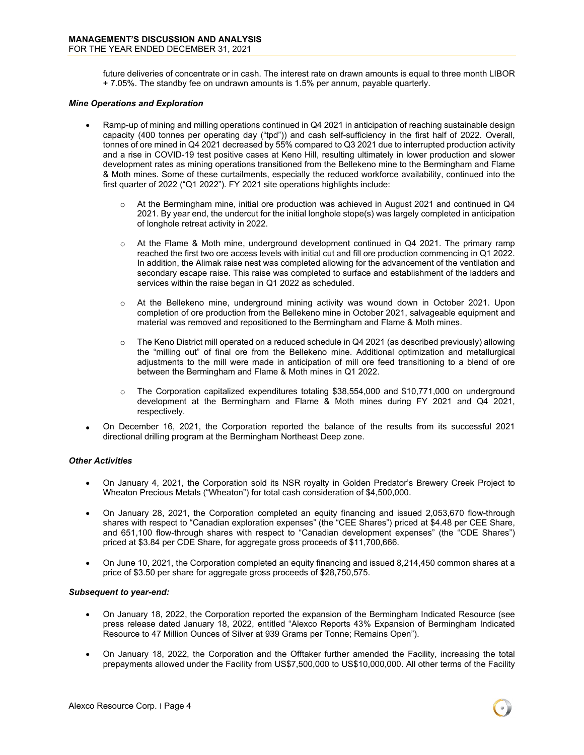future deliveries of concentrate or in cash. The interest rate on drawn amounts is equal to three month LIBOR + 7.05%. The standby fee on undrawn amounts is 1.5% per annum, payable quarterly.

***Mine Operations and Exploration***

- Ramp-up of mining and milling operations continued in Q4 2021 in anticipation of reaching sustainable design capacity (400 tonnes per operating day ("tpd")) and cash self-sufficiency in the first half of 2022. Overall, tonnes of ore mined in Q4 2021 decreased by 55% compared to Q3 2021 due to interrupted production activity and a rise in COVID-19 test positive cases at Keno Hill, resulting ultimately in lower production and slower development rates as mining operations transitioned from the Bellekeno mine to the Bermingham and Flame & Moth mines. Some of these curtailments, especially the reduced workforce availability, continued into the first quarter of 2022 ("Q1 2022"). FY 2021 site operations highlights include:
    - At the Bermingham mine, initial ore production was achieved in August 2021 and continued in Q4 2021. By year end, the undercut for the initial longhole stope(s) was largely completed in anticipation of longhole retreat activity in 2022.
    - At the Flame & Moth mine, underground development continued in Q4 2021. The primary ramp reached the first two ore access levels with initial cut and fill ore production commencing in Q1 2022. In addition, the Alimak raise nest was completed allowing for the advancement of the ventilation and secondary escape raise. This raise was completed to surface and establishment of the ladders and services within the raise began in Q1 2022 as scheduled.
    - At the Bellekeno mine, underground mining activity was wound down in October 2021. Upon completion of ore production from the Bellekeno mine in October 2021, salvageable equipment and material was removed and repositioned to the Bermingham and Flame & Moth mines.
    - The Keno District mill operated on a reduced schedule in Q4 2021 (as described previously) allowing the "milling out" of final ore from the Bellekeno mine. Additional optimization and metallurgical adjustments to the mill were made in anticipation of mill ore feed transitioning to a blend of ore between the Bermingham and Flame & Moth mines in Q1 2022.
    - The Corporation capitalized expenditures totaling $38,554,000 and $10,771,000 on underground development at the Bermingham and Flame & Moth mines during FY 2021 and Q4 2021, respectively.
- On December 16, 2021, the Corporation reported the balance of the results from its successful 2021 directional drilling program at the Bermingham Northeast Deep zone.

***Other Activities***

- On January 4, 2021, the Corporation sold its NSR royalty in Golden Predator's Brewery Creek Project to Wheaton Precious Metals ("Wheaton") for total cash consideration of $4,500,000.
- On January 28, 2021, the Corporation completed an equity financing and issued 2,053,670 flow-through shares with respect to "Canadian exploration expenses" (the "CEE Shares") priced at $4.48 per CEE Share, and 651,100 flow-through shares with respect to "Canadian development expenses" (the "CDE Shares") priced at $3.84 per CDE Share, for aggregate gross proceeds of $11,700,666.
- On June 10, 2021, the Corporation completed an equity financing and issued 8,214,450 common shares at a price of $3.50 per share for aggregate gross proceeds of $28,750,575.

***Subsequent to year-end:***

- On January 18, 2022, the Corporation reported the expansion of the Bermingham Indicated Resource (see press release dated January 18, 2022, entitled "Alexco Reports 43% Expansion of Bermingham Indicated Resource to 47 Million Ounces of Silver at 939 Grams per Tonne; Remains Open").
- On January 18, 2022, the Corporation and the Offtaker further amended the Facility, increasing the total prepayments allowed under the Facility from US$7,500,000 to US$10,000,000. All other terms of the Facility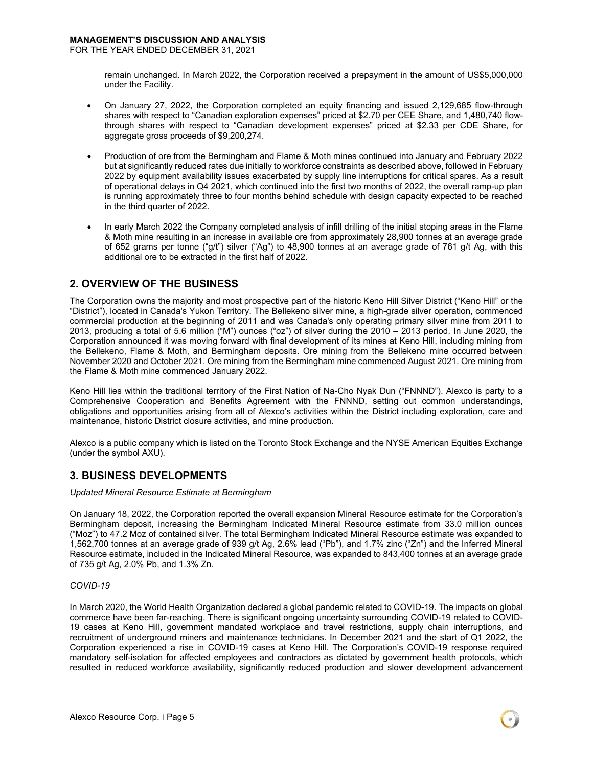remain unchanged. In March 2022, the Corporation received a prepayment in the amount of US$5,000,000 under the Facility.

- On January 27, 2022, the Corporation completed an equity financing and issued 2,129,685 flow-through shares with respect to "Canadian exploration expenses" priced at $2.70 per CEE Share, and 1,480,740 flow-through shares with respect to "Canadian development expenses" priced at $2.33 per CDE Share, for aggregate gross proceeds of $9,200,274.
- Production of ore from the Bermingham and Flame & Moth mines continued into January and February 2022 but at significantly reduced rates due initially to workforce constraints as described above, followed in February 2022 by equipment availability issues exacerbated by supply line interruptions for critical spares. As a result of operational delays in Q4 2021, which continued into the first two months of 2022, the overall ramp-up plan is running approximately three to four months behind schedule with design capacity expected to be reached in the third quarter of 2022.
- In early March 2022 the Company completed analysis of infill drilling of the initial stoping areas in the Flame & Moth mine resulting in an increase in available ore from approximately 28,900 tonnes at an average grade of 652 grams per tonne ("g/t") silver ("Ag") to 48,900 tonnes at an average grade of 761 g/t Ag, with this additional ore to be extracted in the first half of 2022.

## 2. OVERVIEW OF THE BUSINESS

The Corporation owns the majority and most prospective part of the historic Keno Hill Silver District ("Keno Hill" or the "District"), located in Canada's Yukon Territory. The Bellekeno silver mine, a high-grade silver operation, commenced commercial production at the beginning of 2011 and was Canada's only operating primary silver mine from 2011 to 2013, producing a total of 5.6 million ("M") ounces ("oz") of silver during the 2010 – 2013 period. In June 2020, the Corporation announced it was moving forward with final development of its mines at Keno Hill, including mining from the Bellekeno, Flame & Moth, and Bermingham deposits. Ore mining from the Bellekeno mine occurred between November 2020 and October 2021. Ore mining from the Bermingham mine commenced August 2021. Ore mining from the Flame & Moth mine commenced January 2022.

Keno Hill lies within the traditional territory of the First Nation of Na-Cho Nyak Dun ("FNNND"). Alexco is party to a Comprehensive Cooperation and Benefits Agreement with the FNNND, setting out common understandings, obligations and opportunities arising from all of Alexco's activities within the District including exploration, care and maintenance, historic District closure activities, and mine production.

Alexco is a public company which is listed on the Toronto Stock Exchange and the NYSE American Equities Exchange (under the symbol AXU).

## 3. BUSINESS DEVELOPMENTS

*Updated Mineral Resource Estimate at Bermingham*

On January 18, 2022, the Corporation reported the overall expansion Mineral Resource estimate for the Corporation's Bermingham deposit, increasing the Bermingham Indicated Mineral Resource estimate from 33.0 million ounces ("Moz") to 47.2 Moz of contained silver. The total Bermingham Indicated Mineral Resource estimate was expanded to 1,562,700 tonnes at an average grade of 939 g/t Ag, 2.6% lead ("Pb"), and 1.7% zinc ("Zn") and the Inferred Mineral Resource estimate, included in the Indicated Mineral Resource, was expanded to 843,400 tonnes at an average grade of 735 g/t Ag, 2.0% Pb, and 1.3% Zn.

*COVID-19*

In March 2020, the World Health Organization declared a global pandemic related to COVID-19. The impacts on global commerce have been far-reaching. There is significant ongoing uncertainty surrounding COVID-19 related to COVID-19 cases at Keno Hill, government mandated workplace and travel restrictions, supply chain interruptions, and recruitment of underground miners and maintenance technicians. In December 2021 and the start of Q1 2022, the Corporation experienced a rise in COVID-19 cases at Keno Hill. The Corporation's COVID-19 response required mandatory self-isolation for affected employees and contractors as dictated by government health protocols, which resulted in reduced workforce availability, significantly reduced production and slower development advancement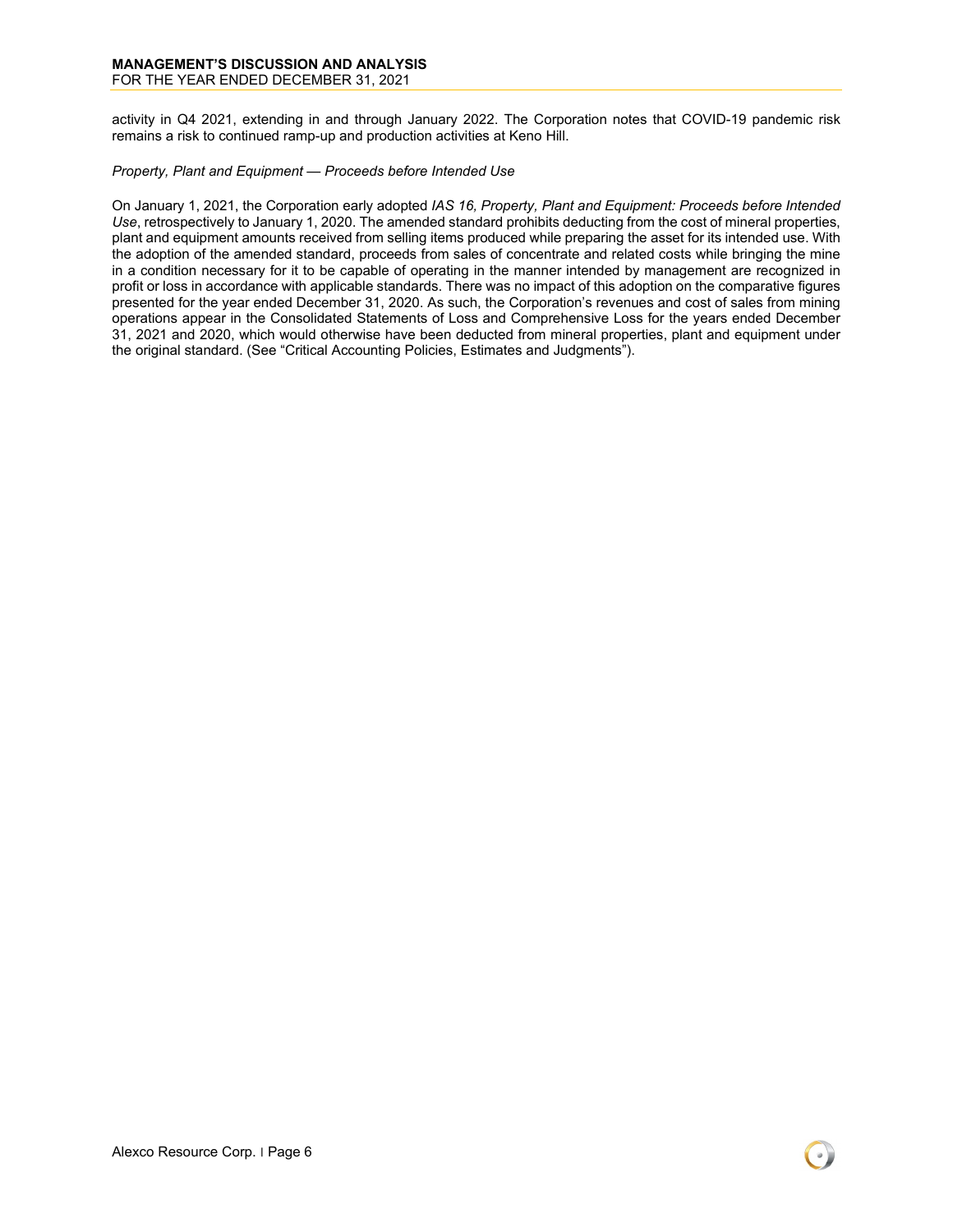activity in Q4 2021, extending in and through January 2022. The Corporation notes that COVID-19 pandemic risk remains a risk to continued ramp-up and production activities at Keno Hill.

*Property, Plant and Equipment — Proceeds before Intended Use*

On January 1, 2021, the Corporation early adopted *IAS 16, Property, Plant and Equipment: Proceeds before Intended Use*, retrospectively to January 1, 2020. The amended standard prohibits deducting from the cost of mineral properties, plant and equipment amounts received from selling items produced while preparing the asset for its intended use. With the adoption of the amended standard, proceeds from sales of concentrate and related costs while bringing the mine in a condition necessary for it to be capable of operating in the manner intended by management are recognized in profit or loss in accordance with applicable standards. There was no impact of this adoption on the comparative figures presented for the year ended December 31, 2020. As such, the Corporation's revenues and cost of sales from mining operations appear in the Consolidated Statements of Loss and Comprehensive Loss for the years ended December 31, 2021 and 2020, which would otherwise have been deducted from mineral properties, plant and equipment under the original standard. (See "Critical Accounting Policies, Estimates and Judgments").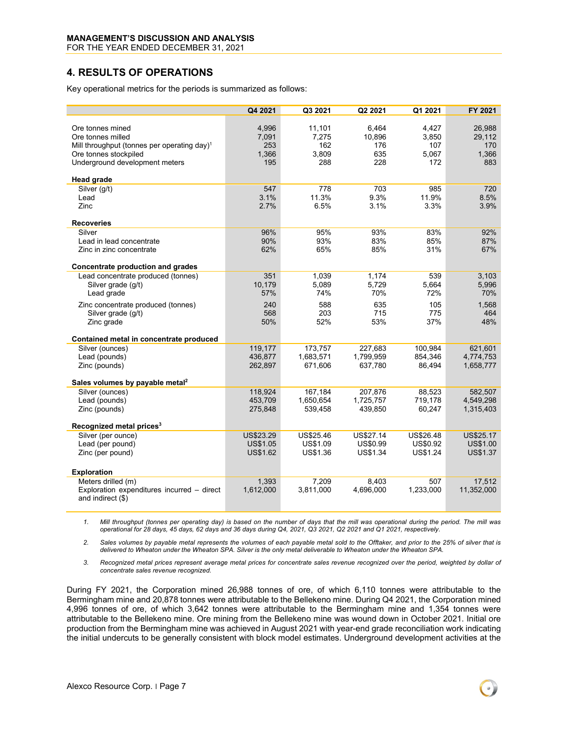# 4. RESULTS OF OPERATIONS

Key operational metrics for the periods is summarized as follows:

| | Q4 2021 | Q3 2021 | Q2 2021 | Q1 2021 | FY 2021 |
|---|---|---|---|---|---|
| Ore tonnes mined | 4,996 | 11,101 | 6,464 | 4,427 | 26,988 |
| Ore tonnes milled | 7,091 | 7,275 | 10,896 | 3,850 | 29,112 |
| Mill throughput (tonnes per operating day)[1] | 253 | 162 | 176 | 107 | 170 |
| Ore tonnes stockpiled | 1,366 | 3,809 | 635 | 5,067 | 1,366 |
| Underground development meters | 195 | 288 | 228 | 172 | 883 |
| **Head grade** | | | | | |
| Silver (g/t) | 547 | 778 | 703 | 985 | 720 |
| Lead | 3.1% | 11.3% | 9.3% | 11.9% | 8.5% |
| Zinc | 2.7% | 6.5% | 3.1% | 3.3% | 3.9% |
| **Recoveries** | | | | | |
| Silver | 96% | 95% | 93% | 83% | 92% |
| Lead in lead concentrate | 90% | 93% | 83% | 85% | 87% |
| Zinc in zinc concentrate | 62% | 65% | 85% | 31% | 67% |
| **Concentrate production and grades** | | | | | |
| Lead concentrate produced (tonnes) | 351 | 1,039 | 1,174 | 539 | 3,103 |
| Silver grade (g/t) | 10,179 | 5,089 | 5,729 | 5,664 | 5,996 |
| Lead grade | 57% | 74% | 70% | 72% | 70% |
| Zinc concentrate produced (tonnes) | 240 | 588 | 635 | 105 | 1,568 |
| Silver grade (g/t) | 568 | 203 | 715 | 775 | 464 |
| Zinc grade | 50% | 52% | 53% | 37% | 48% |
| **Contained metal in concentrate produced** | | | | | |
| Silver (ounces) | 119,177 | 173,757 | 227,683 | 100,984 | 621,601 |
| Lead (pounds) | 436,877 | 1,683,571 | 1,799,959 | 854,346 | 4,774,753 |
| Zinc (pounds) | 262,897 | 671,606 | 637,780 | 86,494 | 1,658,777 |
| **Sales volumes by payable metal[2]** | | | | | |
| Silver (ounces) | 118,924 | 167,184 | 207,876 | 88,523 | 582,507 |
| Lead (pounds) | 453,709 | 1,650,654 | 1,725,757 | 719,178 | 4,549,298 |
| Zinc (pounds) | 275,848 | 539,458 | 439,850 | 60,247 | 1,315,403 |
| **Recognized metal prices[3]** | | | | | |
| Silver (per ounce) | US$23.29 | US$25.46 | US$27.14 | US$26.48 | US$25.17 |
| Lead (per pound) | US$1.05 | US$1.09 | US$0.99 | US$0.92 | US$1.00 |
| Zinc (per pound) | US$1.62 | US$1.36 | US$1.34 | US$1.24 | US$1.37 |
| **Exploration** | | | | | |
| Meters drilled (m) | 1,393 | 7,209 | 8,403 | 507 | 17,512 |
| Exploration expenditures incurred – direct and indirect ($) | 1,612,000 | 3,811,000 | 4,696,000 | 1,233,000 | 11,352,000 |

1. *Mill throughput (tonnes per operating day) is based on the number of days that the mill was operational during the period. The mill was operational for 28 days, 45 days, 62 days and 36 days during Q4, 2021, Q3 2021, Q2 2021 and Q1 2021, respectively.*
2. *Sales volumes by payable metal represents the volumes of each payable metal sold to the Offtaker, and prior to the 25% of silver that is delivered to Wheaton under the Wheaton SPA. Silver is the only metal deliverable to Wheaton under the Wheaton SPA.*
3. *Recognized metal prices represent average metal prices for concentrate sales revenue recognized over the period, weighted by dollar of concentrate sales revenue recognized.*

During FY 2021, the Corporation mined 26,988 tonnes of ore, of which 6,110 tonnes were attributable to the Bermingham mine and 20,878 tonnes were attributable to the Bellekeno mine. During Q4 2021, the Corporation mined 4,996 tonnes of ore, of which 3,642 tonnes were attributable to the Bermingham mine and 1,354 tonnes were attributable to the Bellekeno mine. Ore mining from the Bellekeno mine was wound down in October 2021. Initial ore production from the Bermingham mine was achieved in August 2021 with year-end grade reconciliation work indicating the initial undercuts to be generally consistent with block model estimates. Underground development activities at the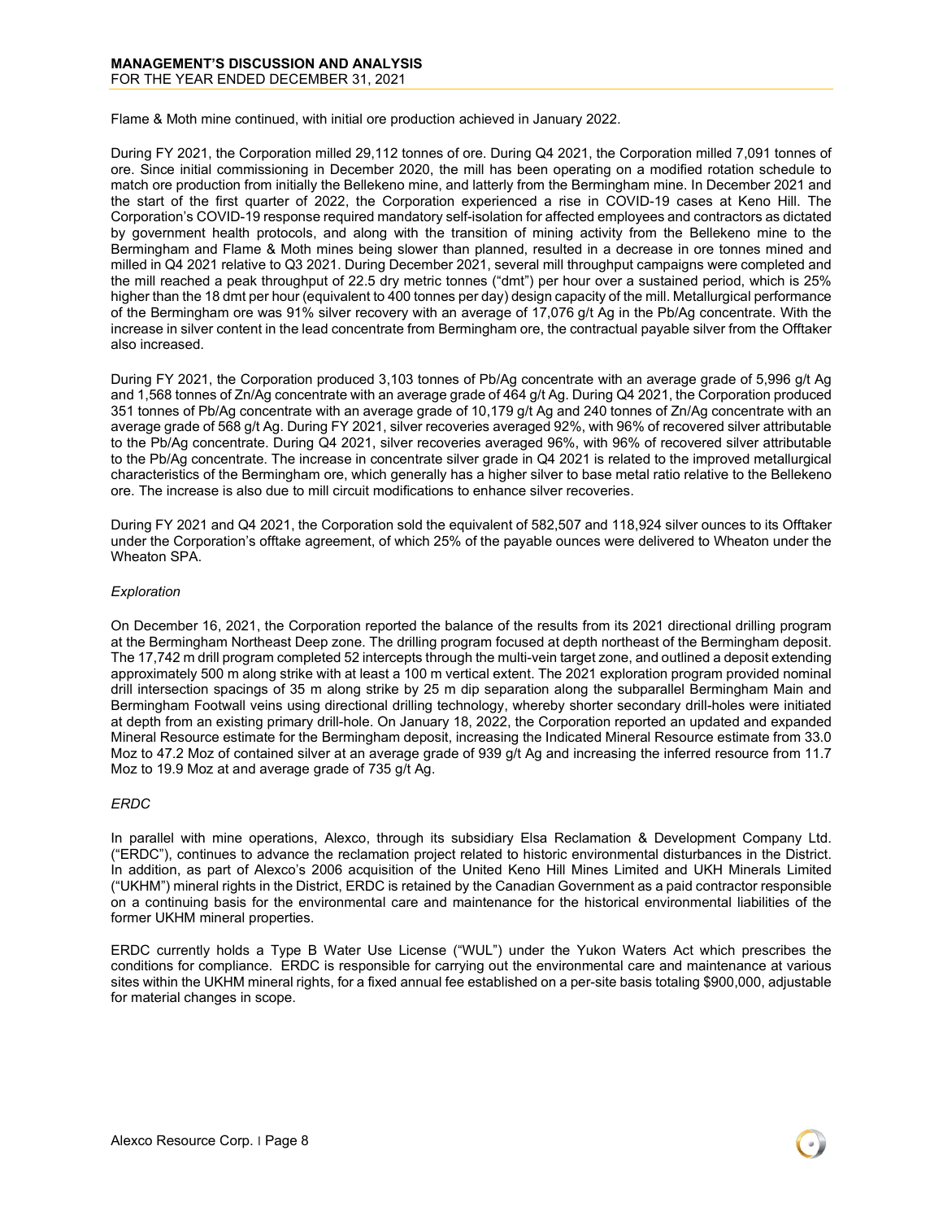Flame & Moth mine continued, with initial ore production achieved in January 2022.

During FY 2021, the Corporation milled 29,112 tonnes of ore. During Q4 2021, the Corporation milled 7,091 tonnes of ore. Since initial commissioning in December 2020, the mill has been operating on a modified rotation schedule to match ore production from initially the Bellekeno mine, and latterly from the Bermingham mine. In December 2021 and the start of the first quarter of 2022, the Corporation experienced a rise in COVID-19 cases at Keno Hill. The Corporation's COVID-19 response required mandatory self-isolation for affected employees and contractors as dictated by government health protocols, and along with the transition of mining activity from the Bellekeno mine to the Bermingham and Flame & Moth mines being slower than planned, resulted in a decrease in ore tonnes mined and milled in Q4 2021 relative to Q3 2021. During December 2021, several mill throughput campaigns were completed and the mill reached a peak throughput of 22.5 dry metric tonnes ("dmt") per hour over a sustained period, which is 25% higher than the 18 dmt per hour (equivalent to 400 tonnes per day) design capacity of the mill. Metallurgical performance of the Bermingham ore was 91% silver recovery with an average of 17,076 g/t Ag in the Pb/Ag concentrate. With the increase in silver content in the lead concentrate from Bermingham ore, the contractual payable silver from the Offtaker also increased.

During FY 2021, the Corporation produced 3,103 tonnes of Pb/Ag concentrate with an average grade of 5,996 g/t Ag and 1,568 tonnes of Zn/Ag concentrate with an average grade of 464 g/t Ag. During Q4 2021, the Corporation produced 351 tonnes of Pb/Ag concentrate with an average grade of 10,179 g/t Ag and 240 tonnes of Zn/Ag concentrate with an average grade of 568 g/t Ag. During FY 2021, silver recoveries averaged 92%, with 96% of recovered silver attributable to the Pb/Ag concentrate. During Q4 2021, silver recoveries averaged 96%, with 96% of recovered silver attributable to the Pb/Ag concentrate. The increase in concentrate silver grade in Q4 2021 is related to the improved metallurgical characteristics of the Bermingham ore, which generally has a higher silver to base metal ratio relative to the Bellekeno ore. The increase is also due to mill circuit modifications to enhance silver recoveries.

During FY 2021 and Q4 2021, the Corporation sold the equivalent of 582,507 and 118,924 silver ounces to its Offtaker under the Corporation's offtake agreement, of which 25% of the payable ounces were delivered to Wheaton under the Wheaton SPA.

*Exploration*

On December 16, 2021, the Corporation reported the balance of the results from its 2021 directional drilling program at the Bermingham Northeast Deep zone. The drilling program focused at depth northeast of the Bermingham deposit. The 17,742 m drill program completed 52 intercepts through the multi-vein target zone, and outlined a deposit extending approximately 500 m along strike with at least a 100 m vertical extent. The 2021 exploration program provided nominal drill intersection spacings of 35 m along strike by 25 m dip separation along the subparallel Bermingham Main and Bermingham Footwall veins using directional drilling technology, whereby shorter secondary drill-holes were initiated at depth from an existing primary drill-hole. On January 18, 2022, the Corporation reported an updated and expanded Mineral Resource estimate for the Bermingham deposit, increasing the Indicated Mineral Resource estimate from 33.0 Moz to 47.2 Moz of contained silver at an average grade of 939 g/t Ag and increasing the inferred resource from 11.7 Moz to 19.9 Moz at and average grade of 735 g/t Ag.

*ERDC*

In parallel with mine operations, Alexco, through its subsidiary Elsa Reclamation & Development Company Ltd. ("ERDC"), continues to advance the reclamation project related to historic environmental disturbances in the District. In addition, as part of Alexco's 2006 acquisition of the United Keno Hill Mines Limited and UKH Minerals Limited ("UKHM") mineral rights in the District, ERDC is retained by the Canadian Government as a paid contractor responsible on a continuing basis for the environmental care and maintenance for the historical environmental liabilities of the former UKHM mineral properties.

ERDC currently holds a Type B Water Use License ("WUL") under the Yukon Waters Act which prescribes the conditions for compliance. ERDC is responsible for carrying out the environmental care and maintenance at various sites within the UKHM mineral rights, for a fixed annual fee established on a per-site basis totaling $900,000, adjustable for material changes in scope.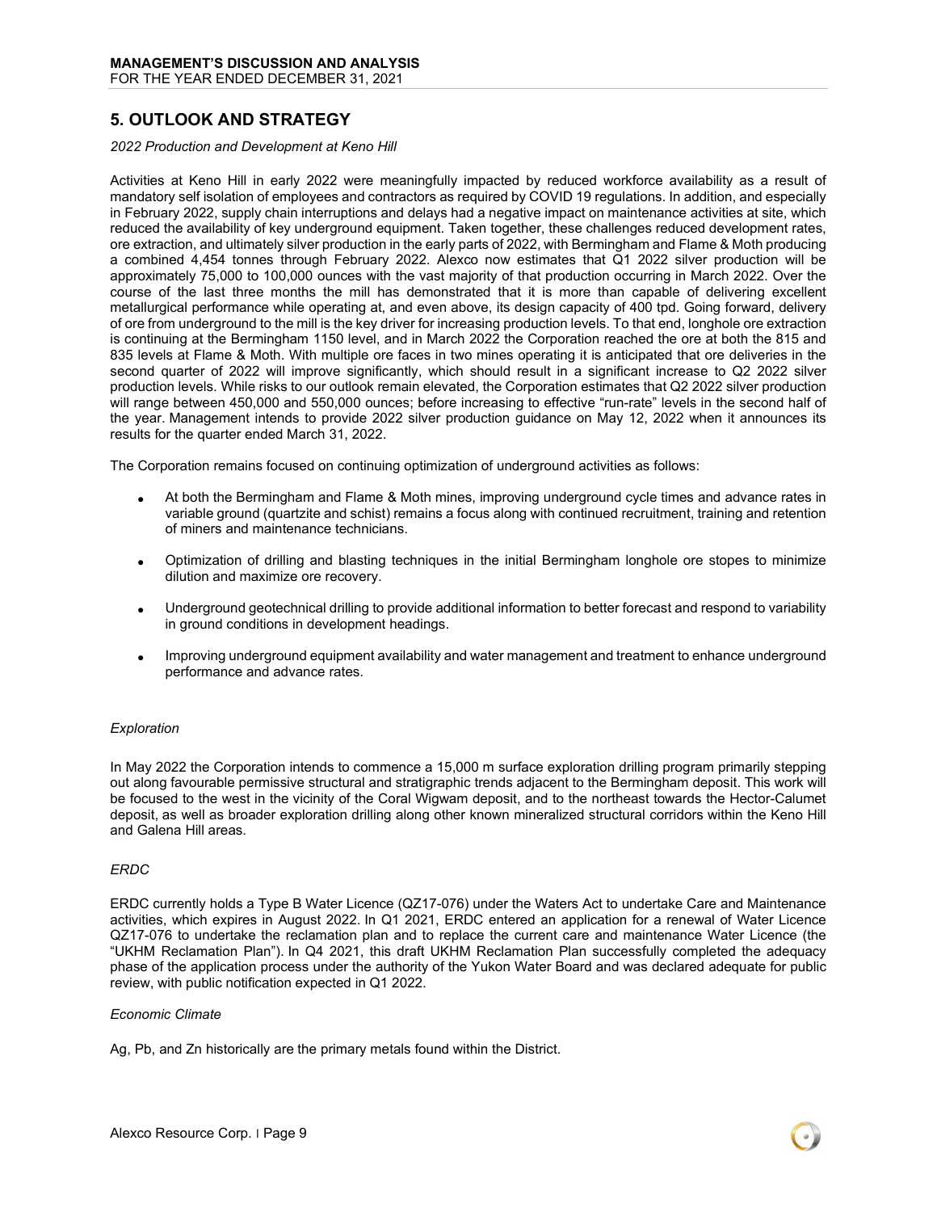## 5. OUTLOOK AND STRATEGY

*2022 Production and Development at Keno Hill*

Activities at Keno Hill in early 2022 were meaningfully impacted by reduced workforce availability as a result of mandatory self isolation of employees and contractors as required by COVID 19 regulations. In addition, and especially in February 2022, supply chain interruptions and delays had a negative impact on maintenance activities at site, which reduced the availability of key underground equipment. Taken together, these challenges reduced development rates, ore extraction, and ultimately silver production in the early parts of 2022, with Bermingham and Flame & Moth producing a combined 4,454 tonnes through February 2022. Alexco now estimates that Q1 2022 silver production will be approximately 75,000 to 100,000 ounces with the vast majority of that production occurring in March 2022. Over the course of the last three months the mill has demonstrated that it is more than capable of delivering excellent metallurgical performance while operating at, and even above, its design capacity of 400 tpd. Going forward, delivery of ore from underground to the mill is the key driver for increasing production levels. To that end, longhole ore extraction is continuing at the Bermingham 1150 level, and in March 2022 the Corporation reached the ore at both the 815 and 835 levels at Flame & Moth. With multiple ore faces in two mines operating it is anticipated that ore deliveries in the second quarter of 2022 will improve significantly, which should result in a significant increase to Q2 2022 silver production levels. While risks to our outlook remain elevated, the Corporation estimates that Q2 2022 silver production will range between 450,000 and 550,000 ounces; before increasing to effective "run-rate" levels in the second half of the year. Management intends to provide 2022 silver production guidance on May 12, 2022 when it announces its results for the quarter ended March 31, 2022.

The Corporation remains focused on continuing optimization of underground activities as follows:

- At both the Bermingham and Flame & Moth mines, improving underground cycle times and advance rates in variable ground (quartzite and schist) remains a focus along with continued recruitment, training and retention of miners and maintenance technicians.
- Optimization of drilling and blasting techniques in the initial Bermingham longhole ore stopes to minimize dilution and maximize ore recovery.
- Underground geotechnical drilling to provide additional information to better forecast and respond to variability in ground conditions in development headings.
- Improving underground equipment availability and water management and treatment to enhance underground performance and advance rates.

*Exploration*

In May 2022 the Corporation intends to commence a 15,000 m surface exploration drilling program primarily stepping out along favourable permissive structural and stratigraphic trends adjacent to the Bermingham deposit. This work will be focused to the west in the vicinity of the Coral Wigwam deposit, and to the northeast towards the Hector-Calumet deposit, as well as broader exploration drilling along other known mineralized structural corridors within the Keno Hill and Galena Hill areas.

*ERDC*

ERDC currently holds a Type B Water Licence (QZ17-076) under the Waters Act to undertake Care and Maintenance activities, which expires in August 2022. In Q1 2021, ERDC entered an application for a renewal of Water Licence QZ17-076 to undertake the reclamation plan and to replace the current care and maintenance Water Licence (the "UKHM Reclamation Plan"). In Q4 2021, this draft UKHM Reclamation Plan successfully completed the adequacy phase of the application process under the authority of the Yukon Water Board and was declared adequate for public review, with public notification expected in Q1 2022.

*Economic Climate*

Ag, Pb, and Zn historically are the primary metals found within the District.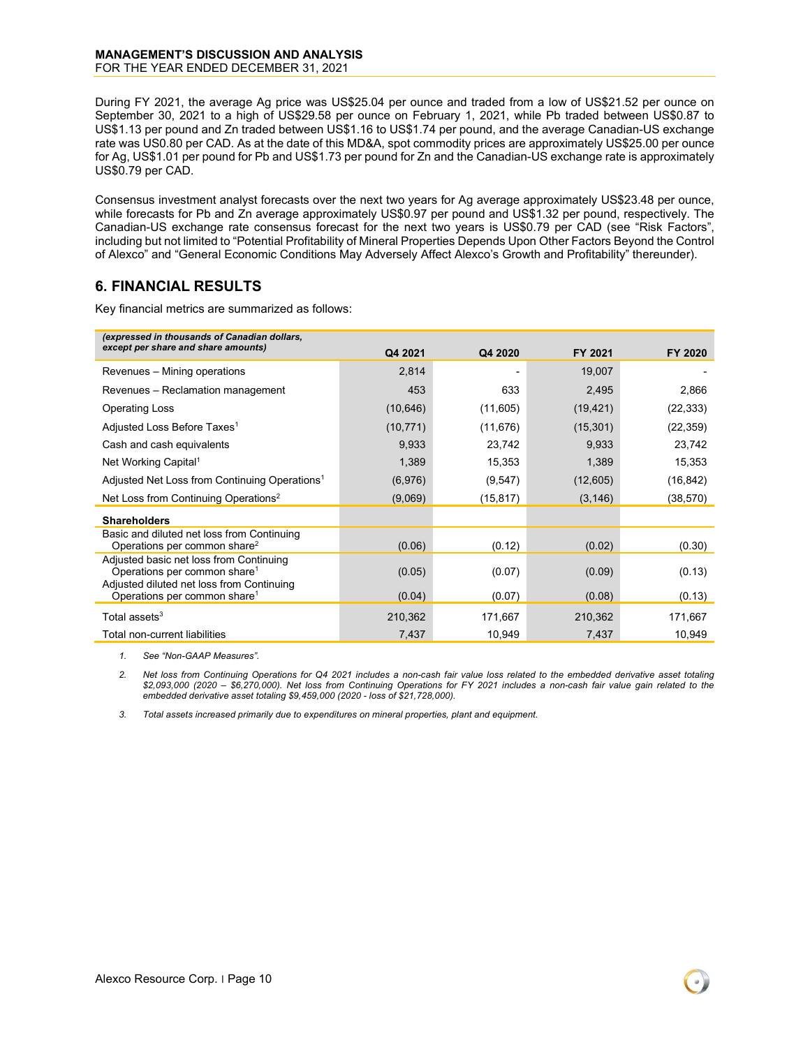During FY 2021, the average Ag price was US$25.04 per ounce and traded from a low of US$21.52 per ounce on September 30, 2021 to a high of US$29.58 per ounce on February 1, 2021, while Pb traded between US$0.87 to US$1.13 per pound and Zn traded between US$1.16 to US$1.74 per pound, and the average Canadian-US exchange rate was US0.80 per CAD. As at the date of this MD&A, spot commodity prices are approximately US$25.00 per ounce for Ag, US$1.01 per pound for Pb and US$1.73 per pound for Zn and the Canadian-US exchange rate is approximately US$0.79 per CAD.

Consensus investment analyst forecasts over the next two years for Ag average approximately US$23.48 per ounce, while forecasts for Pb and Zn average approximately US$0.97 per pound and US$1.32 per pound, respectively. The Canadian-US exchange rate consensus forecast for the next two years is US$0.79 per CAD (see "Risk Factors", including but not limited to "Potential Profitability of Mineral Properties Depends Upon Other Factors Beyond the Control of Alexco" and "General Economic Conditions May Adversely Affect Alexco's Growth and Profitability" thereunder).

## 6. FINANCIAL RESULTS

Key financial metrics are summarized as follows:

| *(expressed in thousands of Canadian dollars, except per share and share amounts)* | Q4 2021 | Q4 2020 | FY 2021 | FY 2020 |
|---|---|---|---|---|
| Revenues – Mining operations | 2,814 | - | 19,007 | - |
| Revenues – Reclamation management | 453 | 633 | 2,495 | 2,866 |
| Operating Loss | (10,646) | (11,605) | (19,421) | (22,333) |
| Adjusted Loss Before Taxes[1] | (10,771) | (11,676) | (15,301) | (22,359) |
| Cash and cash equivalents | 9,933 | 23,742 | 9,933 | 23,742 |
| Net Working Capital[1] | 1,389 | 15,353 | 1,389 | 15,353 |
| Adjusted Net Loss from Continuing Operations[1] | (6,976) | (9,547) | (12,605) | (16,842) |
| Net Loss from Continuing Operations[2] | (9,069) | (15,817) | (3,146) | (38,570) |
| **Shareholders** | | | | |
| Basic and diluted net loss from Continuing Operations per common share[2] | (0.06) | (0.12) | (0.02) | (0.30) |
| Adjusted basic net loss from Continuing Operations per common share[1] | (0.05) | (0.07) | (0.09) | (0.13) |
| Adjusted diluted net loss from Continuing Operations per common share[1] | (0.04) | (0.07) | (0.08) | (0.13) |
| Total assets[3] | 210,362 | 171,667 | 210,362 | 171,667 |
| Total non-current liabilities | 7,437 | 10,949 | 7,437 | 10,949 |

1. *See "Non-GAAP Measures".*
2. *Net loss from Continuing Operations for Q4 2021 includes a non-cash fair value loss related to the embedded derivative asset totaling $2,093,000 (2020 – $6,270,000). Net loss from Continuing Operations for FY 2021 includes a non-cash fair value gain related to the embedded derivative asset totaling $9,459,000 (2020 - loss of $21,728,000).*
3. *Total assets increased primarily due to expenditures on mineral properties, plant and equipment.*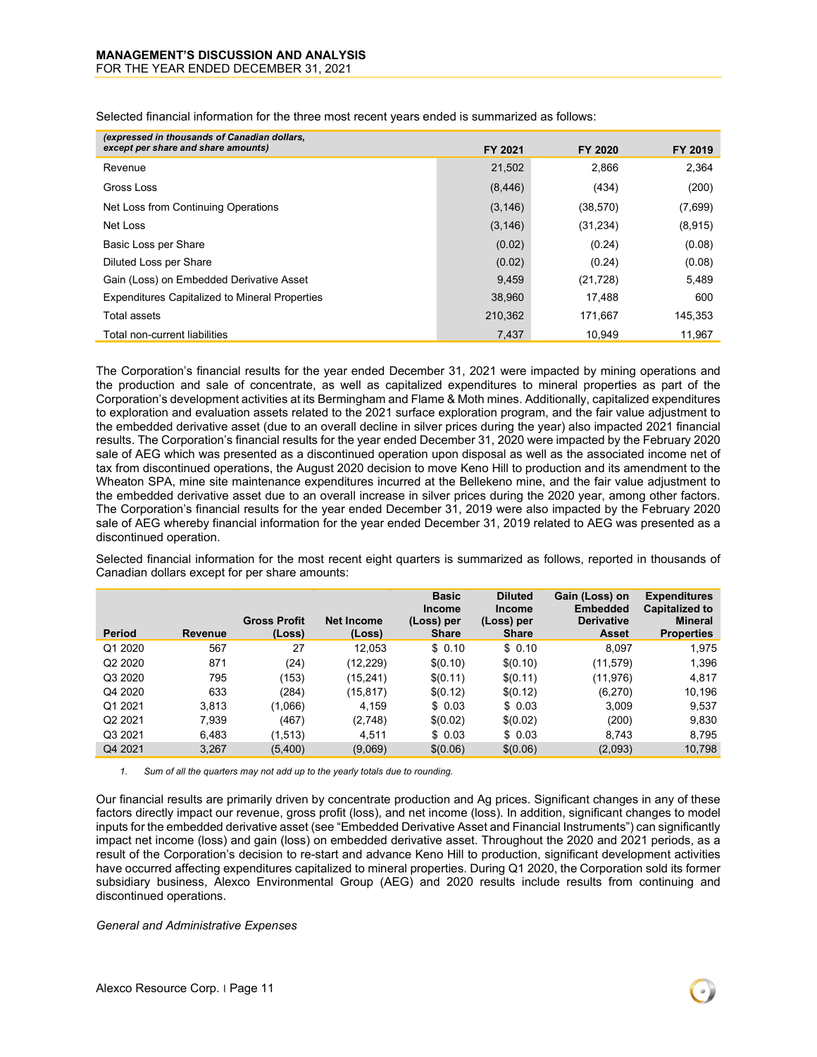Selected financial information for the three most recent years ended is summarized as follows:

| *(expressed in thousands of Canadian dollars, except per share and share amounts)* | FY 2021 | FY 2020 | FY 2019 |
|---|---|---|---|
| Revenue | 21,502 | 2,866 | 2,364 |
| Gross Loss | (8,446) | (434) | (200) |
| Net Loss from Continuing Operations | (3,146) | (38,570) | (7,699) |
| Net Loss | (3,146) | (31,234) | (8,915) |
| Basic Loss per Share | (0.02) | (0.24) | (0.08) |
| Diluted Loss per Share | (0.02) | (0.24) | (0.08) |
| Gain (Loss) on Embedded Derivative Asset | 9,459 | (21,728) | 5,489 |
| Expenditures Capitalized to Mineral Properties | 38,960 | 17,488 | 600 |
| Total assets | 210,362 | 171,667 | 145,353 |
| Total non-current liabilities | 7,437 | 10,949 | 11,967 |

The Corporation's financial results for the year ended December 31, 2021 were impacted by mining operations and the production and sale of concentrate, as well as capitalized expenditures to mineral properties as part of the Corporation's development activities at its Bermingham and Flame & Moth mines. Additionally, capitalized expenditures to exploration and evaluation assets related to the 2021 surface exploration program, and the fair value adjustment to the embedded derivative asset (due to an overall decline in silver prices during the year) also impacted 2021 financial results. The Corporation's financial results for the year ended December 31, 2020 were impacted by the February 2020 sale of AEG which was presented as a discontinued operation upon disposal as well as the associated income net of tax from discontinued operations, the August 2020 decision to move Keno Hill to production and its amendment to the Wheaton SPA, mine site maintenance expenditures incurred at the Bellekeno mine, and the fair value adjustment to the embedded derivative asset due to an overall increase in silver prices during the 2020 year, among other factors. The Corporation's financial results for the year ended December 31, 2019 were also impacted by the February 2020 sale of AEG whereby financial information for the year ended December 31, 2019 related to AEG was presented as a discontinued operation.

Selected financial information for the most recent eight quarters is summarized as follows, reported in thousands of Canadian dollars except for per share amounts:

| Period | Revenue | Gross Profit (Loss) | Net Income (Loss) | Basic Income (Loss) per Share | Diluted Income (Loss) per Share | Gain (Loss) on Embedded Derivative Asset | Expenditures Capitalized to Mineral Properties |
|---|---|---|---|---|---|---|---|
| Q1 2020 | 567 | 27 | 12,053 | $ 0.10 | $ 0.10 | 8,097 | 1,975 |
| Q2 2020 | 871 | (24) | (12,229) | $(0.10) | $(0.10) | (11,579) | 1,396 |
| Q3 2020 | 795 | (153) | (15,241) | $(0.11) | $(0.11) | (11,976) | 4,817 |
| Q4 2020 | 633 | (284) | (15,817) | $(0.12) | $(0.12) | (6,270) | 10,196 |
| Q1 2021 | 3,813 | (1,066) | 4,159 | $ 0.03 | $ 0.03 | 3,009 | 9,537 |
| Q2 2021 | 7,939 | (467) | (2,748) | $(0.02) | $(0.02) | (200) | 9,830 |
| Q3 2021 | 6,483 | (1,513) | 4,511 | $ 0.03 | $ 0.03 | 8,743 | 8,795 |
| Q4 2021 | 3,267 | (5,400) | (9,069) | $(0.06) | $(0.06) | (2,093) | 10,798 |

1. *Sum of all the quarters may not add up to the yearly totals due to rounding.*

Our financial results are primarily driven by concentrate production and Ag prices. Significant changes in any of these factors directly impact our revenue, gross profit (loss), and net income (loss). In addition, significant changes to model inputs for the embedded derivative asset (see "Embedded Derivative Asset and Financial Instruments") can significantly impact net income (loss) and gain (loss) on embedded derivative asset. Throughout the 2020 and 2021 periods, as a result of the Corporation's decision to re-start and advance Keno Hill to production, significant development activities have occurred affecting expenditures capitalized to mineral properties. During Q1 2020, the Corporation sold its former subsidiary business, Alexco Environmental Group (AEG) and 2020 results include results from continuing and discontinued operations.

*General and Administrative Expenses*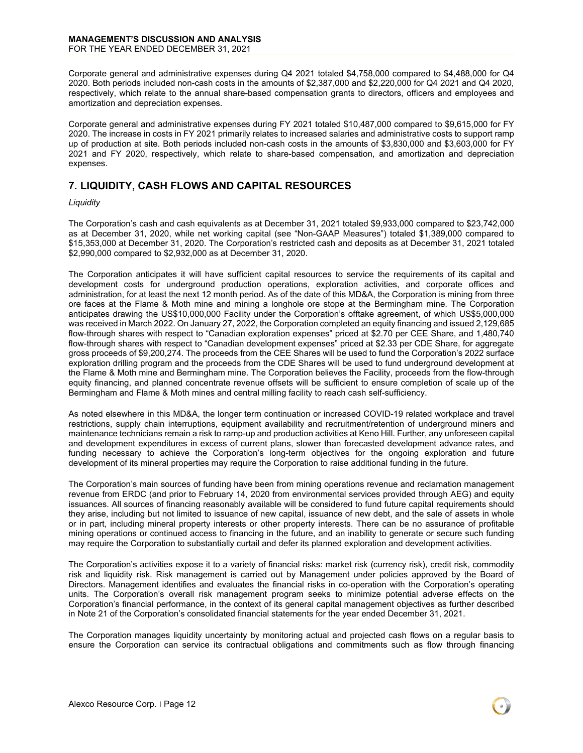Corporate general and administrative expenses during Q4 2021 totaled $4,758,000 compared to $4,488,000 for Q4 2020. Both periods included non-cash costs in the amounts of $2,387,000 and $2,220,000 for Q4 2021 and Q4 2020, respectively, which relate to the annual share-based compensation grants to directors, officers and employees and amortization and depreciation expenses.

Corporate general and administrative expenses during FY 2021 totaled $10,487,000 compared to $9,615,000 for FY 2020. The increase in costs in FY 2021 primarily relates to increased salaries and administrative costs to support ramp up of production at site. Both periods included non-cash costs in the amounts of $3,830,000 and $3,603,000 for FY 2021 and FY 2020, respectively, which relate to share-based compensation, and amortization and depreciation expenses.

## 7. LIQUIDITY, CASH FLOWS AND CAPITAL RESOURCES

*Liquidity*

The Corporation's cash and cash equivalents as at December 31, 2021 totaled $9,933,000 compared to $23,742,000 as at December 31, 2020, while net working capital (see "Non-GAAP Measures") totaled $1,389,000 compared to $15,353,000 at December 31, 2020. The Corporation's restricted cash and deposits as at December 31, 2021 totaled $2,990,000 compared to $2,932,000 as at December 31, 2020.

The Corporation anticipates it will have sufficient capital resources to service the requirements of its capital and development costs for underground production operations, exploration activities, and corporate offices and administration, for at least the next 12 month period. As of the date of this MD&A, the Corporation is mining from three ore faces at the Flame & Moth mine and mining a longhole ore stope at the Bermingham mine. The Corporation anticipates drawing the US$10,000,000 Facility under the Corporation's offtake agreement, of which US$5,000,000 was received in March 2022. On January 27, 2022, the Corporation completed an equity financing and issued 2,129,685 flow-through shares with respect to "Canadian exploration expenses" priced at $2.70 per CEE Share, and 1,480,740 flow-through shares with respect to "Canadian development expenses" priced at $2.33 per CDE Share, for aggregate gross proceeds of $9,200,274. The proceeds from the CEE Shares will be used to fund the Corporation's 2022 surface exploration drilling program and the proceeds from the CDE Shares will be used to fund underground development at the Flame & Moth mine and Bermingham mine. The Corporation believes the Facility, proceeds from the flow-through equity financing, and planned concentrate revenue offsets will be sufficient to ensure completion of scale up of the Bermingham and Flame & Moth mines and central milling facility to reach cash self-sufficiency.

As noted elsewhere in this MD&A, the longer term continuation or increased COVID-19 related workplace and travel restrictions, supply chain interruptions, equipment availability and recruitment/retention of underground miners and maintenance technicians remain a risk to ramp-up and production activities at Keno Hill. Further, any unforeseen capital and development expenditures in excess of current plans, slower than forecasted development advance rates, and funding necessary to achieve the Corporation's long-term objectives for the ongoing exploration and future development of its mineral properties may require the Corporation to raise additional funding in the future.

The Corporation's main sources of funding have been from mining operations revenue and reclamation management revenue from ERDC (and prior to February 14, 2020 from environmental services provided through AEG) and equity issuances. All sources of financing reasonably available will be considered to fund future capital requirements should they arise, including but not limited to issuance of new capital, issuance of new debt, and the sale of assets in whole or in part, including mineral property interests or other property interests. There can be no assurance of profitable mining operations or continued access to financing in the future, and an inability to generate or secure such funding may require the Corporation to substantially curtail and defer its planned exploration and development activities.

The Corporation's activities expose it to a variety of financial risks: market risk (currency risk), credit risk, commodity risk and liquidity risk. Risk management is carried out by Management under policies approved by the Board of Directors. Management identifies and evaluates the financial risks in co-operation with the Corporation's operating units. The Corporation's overall risk management program seeks to minimize potential adverse effects on the Corporation's financial performance, in the context of its general capital management objectives as further described in Note 21 of the Corporation's consolidated financial statements for the year ended December 31, 2021.

The Corporation manages liquidity uncertainty by monitoring actual and projected cash flows on a regular basis to ensure the Corporation can service its contractual obligations and commitments such as flow through financing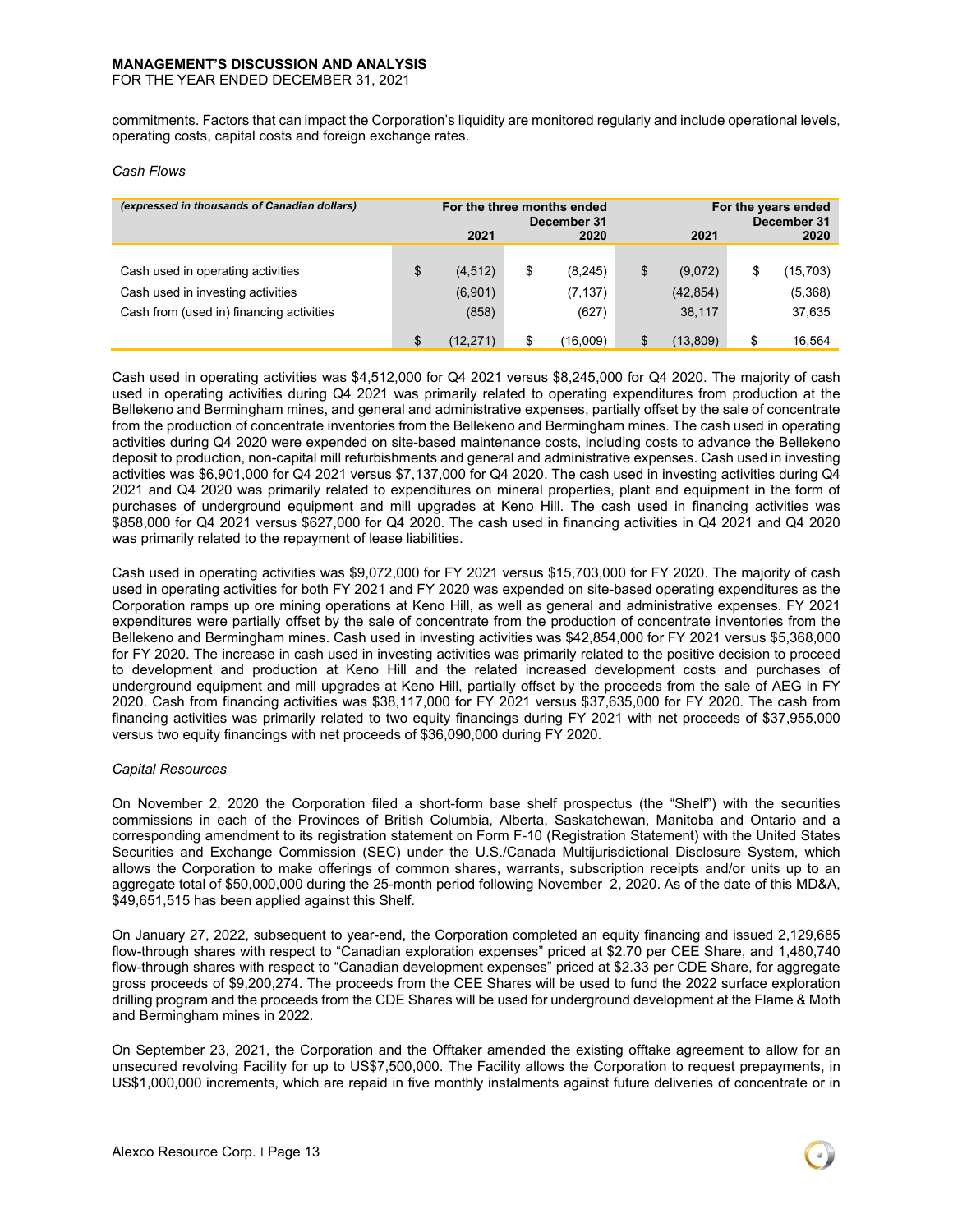commitments. Factors that can impact the Corporation's liquidity are monitored regularly and include operational levels, operating costs, capital costs and foreign exchange rates.

*Cash Flows*

| *(expressed in thousands of Canadian dollars)* | For the three months ended December 31 2021 | For the three months ended December 31 2020 | For the years ended December 31 2021 | For the years ended December 31 2020 |
|---|---|---|---|---|
| Cash used in operating activities | $ (4,512) | $ (8,245) | $ (9,072) | $ (15,703) |
| Cash used in investing activities | (6,901) | (7,137) | (42,854) | (5,368) |
| Cash from (used in) financing activities | (858) | (627) | 38,117 | 37,635 |
| | $ (12,271) | $ (16,009) | $ (13,809) | $ 16,564 |

Cash used in operating activities was $4,512,000 for Q4 2021 versus $8,245,000 for Q4 2020. The majority of cash used in operating activities during Q4 2021 was primarily related to operating expenditures from production at the Bellekeno and Bermingham mines, and general and administrative expenses, partially offset by the sale of concentrate from the production of concentrate inventories from the Bellekeno and Bermingham mines. The cash used in operating activities during Q4 2020 were expended on site-based maintenance costs, including costs to advance the Bellekeno deposit to production, non-capital mill refurbishments and general and administrative expenses. Cash used in investing activities was $6,901,000 for Q4 2021 versus $7,137,000 for Q4 2020. The cash used in investing activities during Q4 2021 and Q4 2020 was primarily related to expenditures on mineral properties, plant and equipment in the form of purchases of underground equipment and mill upgrades at Keno Hill. The cash used in financing activities was $858,000 for Q4 2021 versus $627,000 for Q4 2020. The cash used in financing activities in Q4 2021 and Q4 2020 was primarily related to the repayment of lease liabilities.

Cash used in operating activities was $9,072,000 for FY 2021 versus $15,703,000 for FY 2020. The majority of cash used in operating activities for both FY 2021 and FY 2020 was expended on site-based operating expenditures as the Corporation ramps up ore mining operations at Keno Hill, as well as general and administrative expenses. FY 2021 expenditures were partially offset by the sale of concentrate from the production of concentrate inventories from the Bellekeno and Bermingham mines. Cash used in investing activities was $42,854,000 for FY 2021 versus $5,368,000 for FY 2020. The increase in cash used in investing activities was primarily related to the positive decision to proceed to development and production at Keno Hill and the related increased development costs and purchases of underground equipment and mill upgrades at Keno Hill, partially offset by the proceeds from the sale of AEG in FY 2020. Cash from financing activities was $38,117,000 for FY 2021 versus $37,635,000 for FY 2020. The cash from financing activities was primarily related to two equity financings during FY 2021 with net proceeds of $37,955,000 versus two equity financings with net proceeds of $36,090,000 during FY 2020.

*Capital Resources*

On November 2, 2020 the Corporation filed a short-form base shelf prospectus (the "Shelf") with the securities commissions in each of the Provinces of British Columbia, Alberta, Saskatchewan, Manitoba and Ontario and a corresponding amendment to its registration statement on Form F-10 (Registration Statement) with the United States Securities and Exchange Commission (SEC) under the U.S./Canada Multijurisdictional Disclosure System, which allows the Corporation to make offerings of common shares, warrants, subscription receipts and/or units up to an aggregate total of $50,000,000 during the 25-month period following November 2, 2020. As of the date of this MD&A, $49,651,515 has been applied against this Shelf.

On January 27, 2022, subsequent to year-end, the Corporation completed an equity financing and issued 2,129,685 flow-through shares with respect to "Canadian exploration expenses" priced at $2.70 per CEE Share, and 1,480,740 flow-through shares with respect to "Canadian development expenses" priced at $2.33 per CDE Share, for aggregate gross proceeds of $9,200,274. The proceeds from the CEE Shares will be used to fund the 2022 surface exploration drilling program and the proceeds from the CDE Shares will be used for underground development at the Flame & Moth and Bermingham mines in 2022.

On September 23, 2021, the Corporation and the Offtaker amended the existing offtake agreement to allow for an unsecured revolving Facility for up to US$7,500,000. The Facility allows the Corporation to request prepayments, in US$1,000,000 increments, which are repaid in five monthly instalments against future deliveries of concentrate or in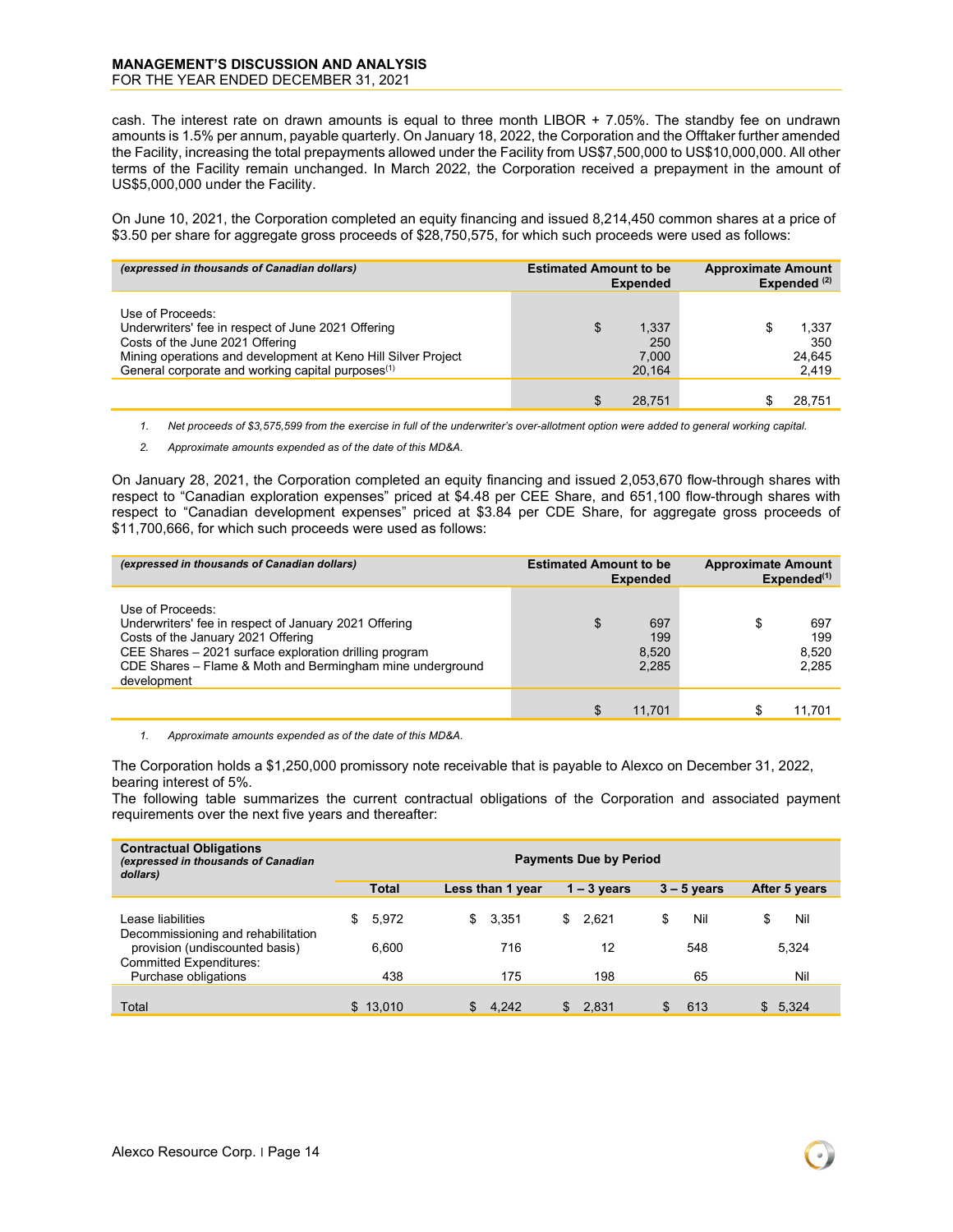cash. The interest rate on drawn amounts is equal to three month LIBOR + 7.05%. The standby fee on undrawn amounts is 1.5% per annum, payable quarterly. On January 18, 2022, the Corporation and the Offtaker further amended the Facility, increasing the total prepayments allowed under the Facility from US$7,500,000 to US$10,000,000. All other terms of the Facility remain unchanged. In March 2022, the Corporation received a prepayment in the amount of US$5,000,000 under the Facility.

On June 10, 2021, the Corporation completed an equity financing and issued 8,214,450 common shares at a price of $3.50 per share for aggregate gross proceeds of $28,750,575, for which such proceeds were used as follows:

| *(expressed in thousands of Canadian dollars)* | Estimated Amount to be Expended | Approximate Amount Expended [2] |
|---|---|---|
| Use of Proceeds: | | |
| Underwriters' fee in respect of June 2021 Offering | $ 1,337 | $ 1,337 |
| Costs of the June 2021 Offering | 250 | 350 |
| Mining operations and development at Keno Hill Silver Project | 7,000 | 24,645 |
| General corporate and working capital purposes[1] | 20,164 | 2,419 |
| | $ 28,751 | $ 28,751 |

1. *Net proceeds of $3,575,599 from the exercise in full of the underwriter's over-allotment option were added to general working capital.*
2. *Approximate amounts expended as of the date of this MD&A.*

On January 28, 2021, the Corporation completed an equity financing and issued 2,053,670 flow-through shares with respect to "Canadian exploration expenses" priced at $4.48 per CEE Share, and 651,100 flow-through shares with respect to "Canadian development expenses" priced at $3.84 per CDE Share, for aggregate gross proceeds of $11,700,666, for which such proceeds were used as follows:

| *(expressed in thousands of Canadian dollars)* | Estimated Amount to be Expended | Approximate Amount Expended[1] |
|---|---|---|
| Use of Proceeds: | | |
| Underwriters' fee in respect of January 2021 Offering | $ 697 | $ 697 |
| Costs of the January 2021 Offering | 199 | 199 |
| CEE Shares – 2021 surface exploration drilling program | 8,520 | 8,520 |
| CDE Shares – Flame & Moth and Bermingham mine underground development | 2,285 | 2,285 |
| | $ 11,701 | $ 11,701 |

1. *Approximate amounts expended as of the date of this MD&A.*

The Corporation holds a $1,250,000 promissory note receivable that is payable to Alexco on December 31, 2022, bearing interest of 5%.

The following table summarizes the current contractual obligations of the Corporation and associated payment requirements over the next five years and thereafter:

| **Contractual Obligations** *(expressed in thousands of Canadian dollars)* | **Payments Due by Period** | | | | |
|---|---|---|---|---|---|
| | **Total** | **Less than 1 year** | **1 – 3 years** | **3 – 5 years** | **After 5 years** |
| Lease liabilities | $ 5,972 | $ 3,351 | $ 2,621 | $ Nil | $ Nil |
| Decommissioning and rehabilitation provision (undiscounted basis) | 6,600 | 716 | 12 | 548 | 5,324 |
| Committed Expenditures: | | | | | |
| Purchase obligations | 438 | 175 | 198 | 65 | Nil |
| Total | $ 13,010 | $ 4,242 | $ 2,831 | $ 613 | $ 5,324 |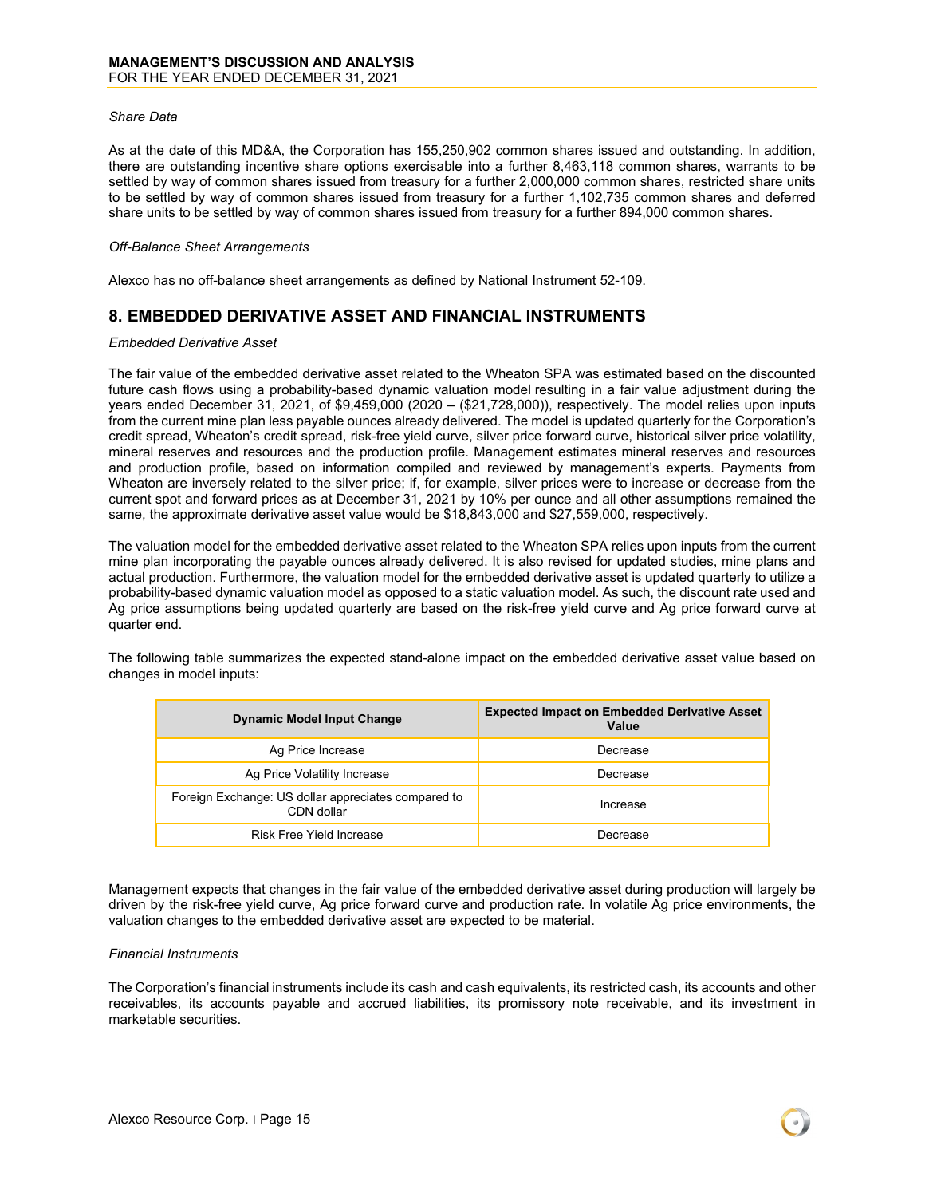*Share Data*

As at the date of this MD&A, the Corporation has 155,250,902 common shares issued and outstanding. In addition, there are outstanding incentive share options exercisable into a further 8,463,118 common shares, warrants to be settled by way of common shares issued from treasury for a further 2,000,000 common shares, restricted share units to be settled by way of common shares issued from treasury for a further 1,102,735 common shares and deferred share units to be settled by way of common shares issued from treasury for a further 894,000 common shares.

*Off-Balance Sheet Arrangements*

Alexco has no off-balance sheet arrangements as defined by National Instrument 52-109.

## 8. EMBEDDED DERIVATIVE ASSET AND FINANCIAL INSTRUMENTS

*Embedded Derivative Asset*

The fair value of the embedded derivative asset related to the Wheaton SPA was estimated based on the discounted future cash flows using a probability-based dynamic valuation model resulting in a fair value adjustment during the years ended December 31, 2021, of $9,459,000 (2020 – ($21,728,000)), respectively. The model relies upon inputs from the current mine plan less payable ounces already delivered. The model is updated quarterly for the Corporation's credit spread, Wheaton's credit spread, risk-free yield curve, silver price forward curve, historical silver price volatility, mineral reserves and resources and the production profile. Management estimates mineral reserves and resources and production profile, based on information compiled and reviewed by management's experts. Payments from Wheaton are inversely related to the silver price; if, for example, silver prices were to increase or decrease from the current spot and forward prices as at December 31, 2021 by 10% per ounce and all other assumptions remained the same, the approximate derivative asset value would be $18,843,000 and $27,559,000, respectively.

The valuation model for the embedded derivative asset related to the Wheaton SPA relies upon inputs from the current mine plan incorporating the payable ounces already delivered. It is also revised for updated studies, mine plans and actual production. Furthermore, the valuation model for the embedded derivative asset is updated quarterly to utilize a probability-based dynamic valuation model as opposed to a static valuation model. As such, the discount rate used and Ag price assumptions being updated quarterly are based on the risk-free yield curve and Ag price forward curve at quarter end.

The following table summarizes the expected stand-alone impact on the embedded derivative asset value based on changes in model inputs:

| Dynamic Model Input Change | Expected Impact on Embedded Derivative Asset Value |
|---|---|
| Ag Price Increase | Decrease |
| Ag Price Volatility Increase | Decrease |
| Foreign Exchange: US dollar appreciates compared to CDN dollar | Increase |
| Risk Free Yield Increase | Decrease |

Management expects that changes in the fair value of the embedded derivative asset during production will largely be driven by the risk-free yield curve, Ag price forward curve and production rate. In volatile Ag price environments, the valuation changes to the embedded derivative asset are expected to be material.

*Financial Instruments*

The Corporation's financial instruments include its cash and cash equivalents, its restricted cash, its accounts and other receivables, its accounts payable and accrued liabilities, its promissory note receivable, and its investment in marketable securities.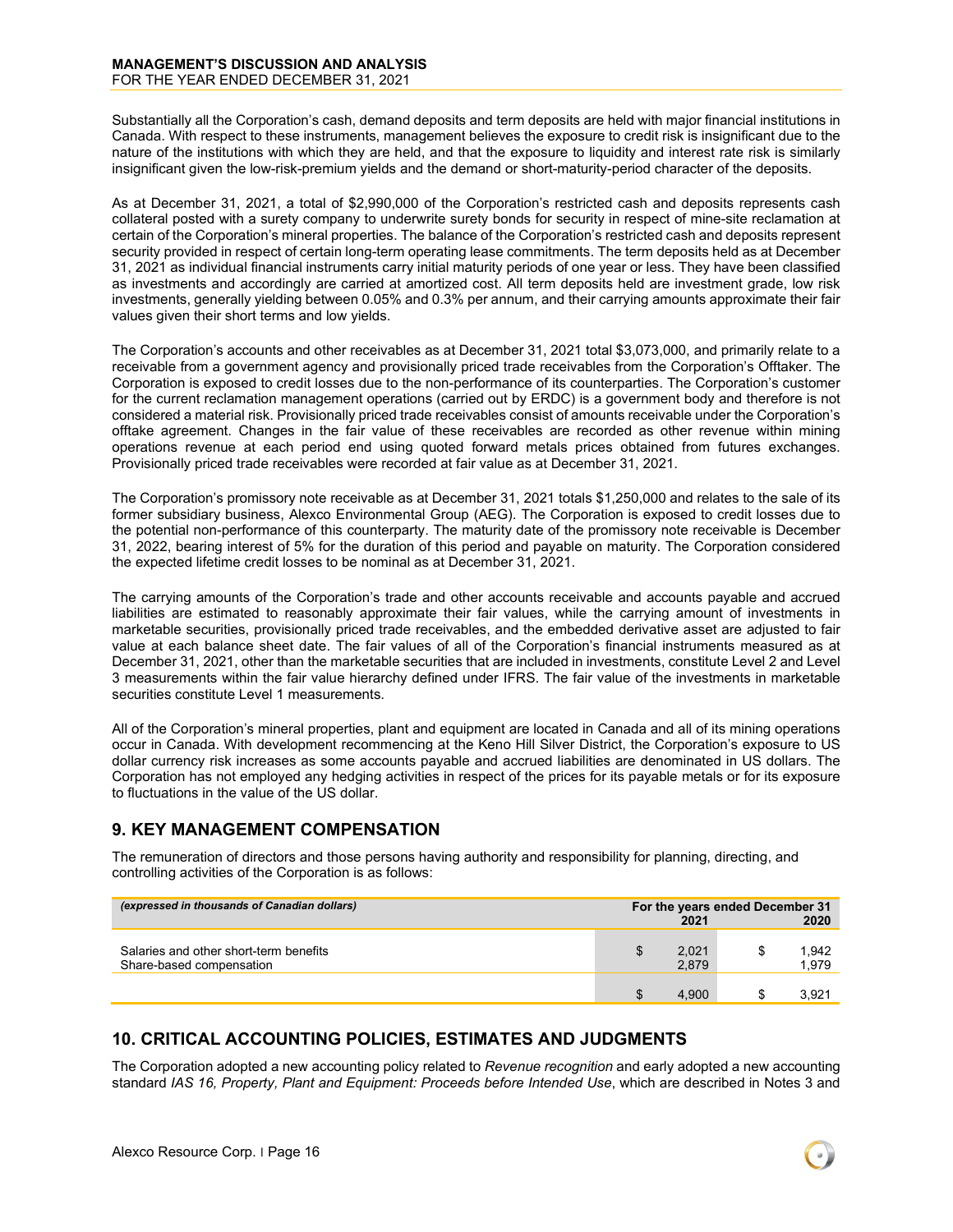Substantially all the Corporation's cash, demand deposits and term deposits are held with major financial institutions in Canada. With respect to these instruments, management believes the exposure to credit risk is insignificant due to the nature of the institutions with which they are held, and that the exposure to liquidity and interest rate risk is similarly insignificant given the low-risk-premium yields and the demand or short-maturity-period character of the deposits.

As at December 31, 2021, a total of $2,990,000 of the Corporation's restricted cash and deposits represents cash collateral posted with a surety company to underwrite surety bonds for security in respect of mine-site reclamation at certain of the Corporation's mineral properties. The balance of the Corporation's restricted cash and deposits represent security provided in respect of certain long-term operating lease commitments. The term deposits held as at December 31, 2021 as individual financial instruments carry initial maturity periods of one year or less. They have been classified as investments and accordingly are carried at amortized cost. All term deposits held are investment grade, low risk investments, generally yielding between 0.05% and 0.3% per annum, and their carrying amounts approximate their fair values given their short terms and low yields.

The Corporation's accounts and other receivables as at December 31, 2021 total $3,073,000, and primarily relate to a receivable from a government agency and provisionally priced trade receivables from the Corporation's Offtaker. The Corporation is exposed to credit losses due to the non-performance of its counterparties. The Corporation's customer for the current reclamation management operations (carried out by ERDC) is a government body and therefore is not considered a material risk. Provisionally priced trade receivables consist of amounts receivable under the Corporation's offtake agreement. Changes in the fair value of these receivables are recorded as other revenue within mining operations revenue at each period end using quoted forward metals prices obtained from futures exchanges. Provisionally priced trade receivables were recorded at fair value as at December 31, 2021.

The Corporation's promissory note receivable as at December 31, 2021 totals $1,250,000 and relates to the sale of its former subsidiary business, Alexco Environmental Group (AEG). The Corporation is exposed to credit losses due to the potential non-performance of this counterparty. The maturity date of the promissory note receivable is December 31, 2022, bearing interest of 5% for the duration of this period and payable on maturity. The Corporation considered the expected lifetime credit losses to be nominal as at December 31, 2021.

The carrying amounts of the Corporation's trade and other accounts receivable and accounts payable and accrued liabilities are estimated to reasonably approximate their fair values, while the carrying amount of investments in marketable securities, provisionally priced trade receivables, and the embedded derivative asset are adjusted to fair value at each balance sheet date. The fair values of all of the Corporation's financial instruments measured as at December 31, 2021, other than the marketable securities that are included in investments, constitute Level 2 and Level 3 measurements within the fair value hierarchy defined under IFRS. The fair value of the investments in marketable securities constitute Level 1 measurements.

All of the Corporation's mineral properties, plant and equipment are located in Canada and all of its mining operations occur in Canada. With development recommencing at the Keno Hill Silver District, the Corporation's exposure to US dollar currency risk increases as some accounts payable and accrued liabilities are denominated in US dollars. The Corporation has not employed any hedging activities in respect of the prices for its payable metals or for its exposure to fluctuations in the value of the US dollar.

## 9. KEY MANAGEMENT COMPENSATION

The remuneration of directors and those persons having authority and responsibility for planning, directing, and controlling activities of the Corporation is as follows:

| *(expressed in thousands of Canadian dollars)* | For the years ended December 31 2021 | 2020 |
|---|---|---|
| Salaries and other short-term benefits | $ 2,021 | $ 1,942 |
| Share-based compensation | 2,879 | 1,979 |
| | $ 4,900 | $ 3,921 |

## 10. CRITICAL ACCOUNTING POLICIES, ESTIMATES AND JUDGMENTS

The Corporation adopted a new accounting policy related to *Revenue recognition* and early adopted a new accounting standard *IAS 16, Property, Plant and Equipment: Proceeds before Intended Use*, which are described in Notes 3 and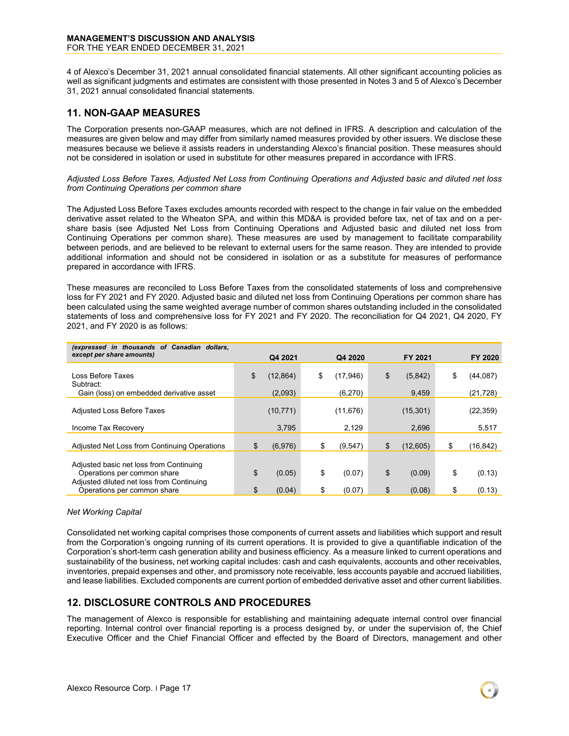4 of Alexco's December 31, 2021 annual consolidated financial statements. All other significant accounting policies as well as significant judgments and estimates are consistent with those presented in Notes 3 and 5 of Alexco's December 31, 2021 annual consolidated financial statements.

## 11. NON-GAAP MEASURES

The Corporation presents non-GAAP measures, which are not defined in IFRS. A description and calculation of the measures are given below and may differ from similarly named measures provided by other issuers. We disclose these measures because we believe it assists readers in understanding Alexco's financial position. These measures should not be considered in isolation or used in substitute for other measures prepared in accordance with IFRS.

*Adjusted Loss Before Taxes, Adjusted Net Loss from Continuing Operations and Adjusted basic and diluted net loss from Continuing Operations per common share*

The Adjusted Loss Before Taxes excludes amounts recorded with respect to the change in fair value on the embedded derivative asset related to the Wheaton SPA, and within this MD&A is provided before tax, net of tax and on a per-share basis (see Adjusted Net Loss from Continuing Operations and Adjusted basic and diluted net loss from Continuing Operations per common share). These measures are used by management to facilitate comparability between periods, and are believed to be relevant to external users for the same reason. They are intended to provide additional information and should not be considered in isolation or as a substitute for measures of performance prepared in accordance with IFRS.

These measures are reconciled to Loss Before Taxes from the consolidated statements of loss and comprehensive loss for FY 2021 and FY 2020. Adjusted basic and diluted net loss from Continuing Operations per common share has been calculated using the same weighted average number of common shares outstanding included in the consolidated statements of loss and comprehensive loss for FY 2021 and FY 2020. The reconciliation for Q4 2021, Q4 2020, FY 2021, and FY 2020 is as follows:

| *(expressed in thousands of Canadian dollars, except per share amounts)* | Q4 2021 | Q4 2020 | FY 2021 | FY 2020 |
|---|---|---|---|---|
| Loss Before Taxes | $ (12,864) | $ (17,946) | $ (5,842) | $ (44,087) |
| Subtract: | | | | |
| Gain (loss) on embedded derivative asset | (2,093) | (6,270) | 9,459 | (21,728) |
| Adjusted Loss Before Taxes | (10,771) | (11,676) | (15,301) | (22,359) |
| Income Tax Recovery | 3,795 | 2,129 | 2,696 | 5,517 |
| Adjusted Net Loss from Continuing Operations | $ (6,976) | $ (9,547) | $ (12,605) | $ (16,842) |
| Adjusted basic net loss from Continuing Operations per common share | $ (0.05) | $ (0.07) | $ (0.09) | $ (0.13) |
| Adjusted diluted net loss from Continuing Operations per common share | $ (0.04) | $ (0.07) | $ (0.08) | $ (0.13) |

*Net Working Capital*

Consolidated net working capital comprises those components of current assets and liabilities which support and result from the Corporation's ongoing running of its current operations. It is provided to give a quantifiable indication of the Corporation's short-term cash generation ability and business efficiency. As a measure linked to current operations and sustainability of the business, net working capital includes: cash and cash equivalents, accounts and other receivables, inventories, prepaid expenses and other, and promissory note receivable, less accounts payable and accrued liabilities, and lease liabilities. Excluded components are current portion of embedded derivative asset and other current liabilities.

## 12. DISCLOSURE CONTROLS AND PROCEDURES

The management of Alexco is responsible for establishing and maintaining adequate internal control over financial reporting. Internal control over financial reporting is a process designed by, or under the supervision of, the Chief Executive Officer and the Chief Financial Officer and effected by the Board of Directors, management and other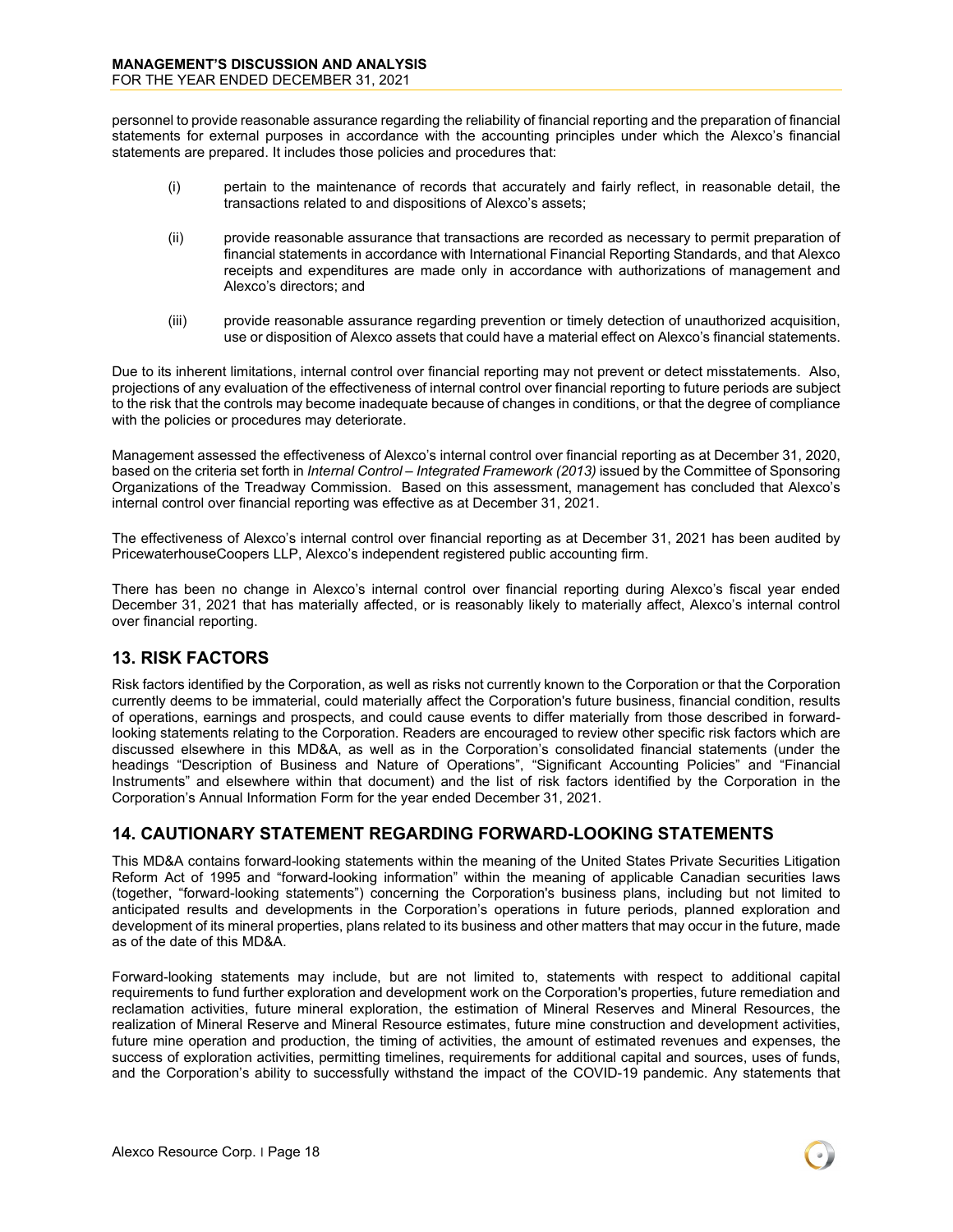personnel to provide reasonable assurance regarding the reliability of financial reporting and the preparation of financial statements for external purposes in accordance with the accounting principles under which the Alexco's financial statements are prepared. It includes those policies and procedures that:

(i) pertain to the maintenance of records that accurately and fairly reflect, in reasonable detail, the transactions related to and dispositions of Alexco's assets;

(ii) provide reasonable assurance that transactions are recorded as necessary to permit preparation of financial statements in accordance with International Financial Reporting Standards, and that Alexco receipts and expenditures are made only in accordance with authorizations of management and Alexco's directors; and

(iii) provide reasonable assurance regarding prevention or timely detection of unauthorized acquisition, use or disposition of Alexco assets that could have a material effect on Alexco's financial statements.

Due to its inherent limitations, internal control over financial reporting may not prevent or detect misstatements. Also, projections of any evaluation of the effectiveness of internal control over financial reporting to future periods are subject to the risk that the controls may become inadequate because of changes in conditions, or that the degree of compliance with the policies or procedures may deteriorate.

Management assessed the effectiveness of Alexco's internal control over financial reporting as at December 31, 2020, based on the criteria set forth in *Internal Control – Integrated Framework (2013)* issued by the Committee of Sponsoring Organizations of the Treadway Commission. Based on this assessment, management has concluded that Alexco's internal control over financial reporting was effective as at December 31, 2021.

The effectiveness of Alexco's internal control over financial reporting as at December 31, 2021 has been audited by PricewaterhouseCoopers LLP, Alexco's independent registered public accounting firm.

There has been no change in Alexco's internal control over financial reporting during Alexco's fiscal year ended December 31, 2021 that has materially affected, or is reasonably likely to materially affect, Alexco's internal control over financial reporting.

## 13. RISK FACTORS

Risk factors identified by the Corporation, as well as risks not currently known to the Corporation or that the Corporation currently deems to be immaterial, could materially affect the Corporation's future business, financial condition, results of operations, earnings and prospects, and could cause events to differ materially from those described in forward-looking statements relating to the Corporation. Readers are encouraged to review other specific risk factors which are discussed elsewhere in this MD&A, as well as in the Corporation's consolidated financial statements (under the headings "Description of Business and Nature of Operations", "Significant Accounting Policies" and "Financial Instruments" and elsewhere within that document) and the list of risk factors identified by the Corporation in the Corporation's Annual Information Form for the year ended December 31, 2021.

## 14. CAUTIONARY STATEMENT REGARDING FORWARD-LOOKING STATEMENTS

This MD&A contains forward-looking statements within the meaning of the United States Private Securities Litigation Reform Act of 1995 and "forward-looking information" within the meaning of applicable Canadian securities laws (together, "forward-looking statements") concerning the Corporation's business plans, including but not limited to anticipated results and developments in the Corporation's operations in future periods, planned exploration and development of its mineral properties, plans related to its business and other matters that may occur in the future, made as of the date of this MD&A.

Forward-looking statements may include, but are not limited to, statements with respect to additional capital requirements to fund further exploration and development work on the Corporation's properties, future remediation and reclamation activities, future mineral exploration, the estimation of Mineral Reserves and Mineral Resources, the realization of Mineral Reserve and Mineral Resource estimates, future mine construction and development activities, future mine operation and production, the timing of activities, the amount of estimated revenues and expenses, the success of exploration activities, permitting timelines, requirements for additional capital and sources, uses of funds, and the Corporation's ability to successfully withstand the impact of the COVID-19 pandemic. Any statements that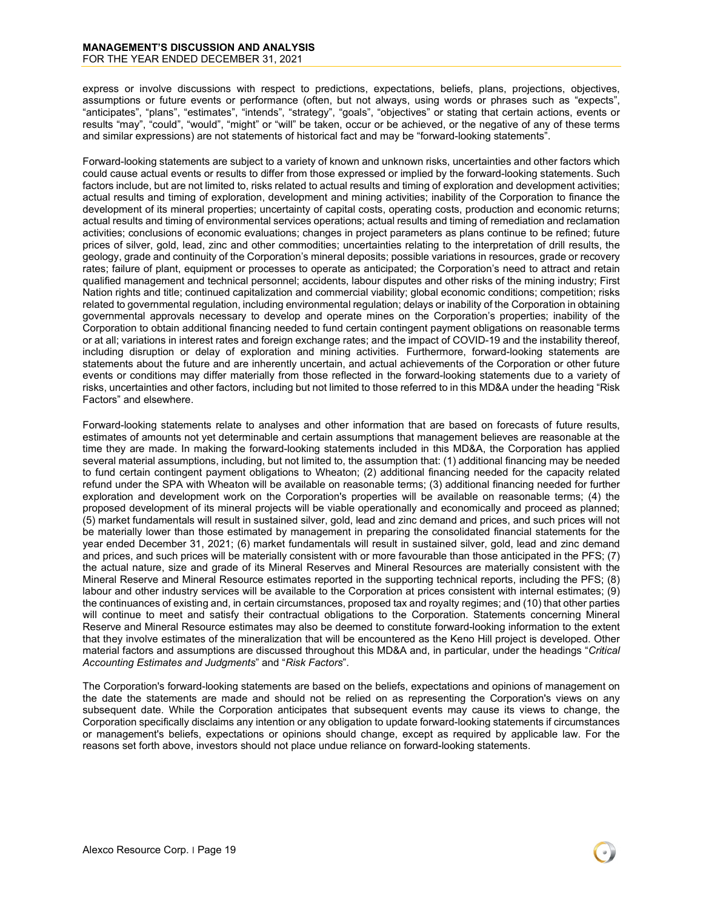express or involve discussions with respect to predictions, expectations, beliefs, plans, projections, objectives, assumptions or future events or performance (often, but not always, using words or phrases such as "expects", "anticipates", "plans", "estimates", "intends", "strategy", "goals", "objectives" or stating that certain actions, events or results "may", "could", "would", "might" or "will" be taken, occur or be achieved, or the negative of any of these terms and similar expressions) are not statements of historical fact and may be "forward-looking statements".

Forward-looking statements are subject to a variety of known and unknown risks, uncertainties and other factors which could cause actual events or results to differ from those expressed or implied by the forward-looking statements. Such factors include, but are not limited to, risks related to actual results and timing of exploration and development activities; actual results and timing of exploration, development and mining activities; inability of the Corporation to finance the development of its mineral properties; uncertainty of capital costs, operating costs, production and economic returns; actual results and timing of environmental services operations; actual results and timing of remediation and reclamation activities; conclusions of economic evaluations; changes in project parameters as plans continue to be refined; future prices of silver, gold, lead, zinc and other commodities; uncertainties relating to the interpretation of drill results, the geology, grade and continuity of the Corporation's mineral deposits; possible variations in resources, grade or recovery rates; failure of plant, equipment or processes to operate as anticipated; the Corporation's need to attract and retain qualified management and technical personnel; accidents, labour disputes and other risks of the mining industry; First Nation rights and title; continued capitalization and commercial viability; global economic conditions; competition; risks related to governmental regulation, including environmental regulation; delays or inability of the Corporation in obtaining governmental approvals necessary to develop and operate mines on the Corporation's properties; inability of the Corporation to obtain additional financing needed to fund certain contingent payment obligations on reasonable terms or at all; variations in interest rates and foreign exchange rates; and the impact of COVID-19 and the instability thereof, including disruption or delay of exploration and mining activities. Furthermore, forward-looking statements are statements about the future and are inherently uncertain, and actual achievements of the Corporation or other future events or conditions may differ materially from those reflected in the forward-looking statements due to a variety of risks, uncertainties and other factors, including but not limited to those referred to in this MD&A under the heading "Risk Factors" and elsewhere.

Forward-looking statements relate to analyses and other information that are based on forecasts of future results, estimates of amounts not yet determinable and certain assumptions that management believes are reasonable at the time they are made. In making the forward-looking statements included in this MD&A, the Corporation has applied several material assumptions, including, but not limited to, the assumption that: (1) additional financing may be needed to fund certain contingent payment obligations to Wheaton; (2) additional financing needed for the capacity related refund under the SPA with Wheaton will be available on reasonable terms; (3) additional financing needed for further exploration and development work on the Corporation's properties will be available on reasonable terms; (4) the proposed development of its mineral projects will be viable operationally and economically and proceed as planned; (5) market fundamentals will result in sustained silver, gold, lead and zinc demand and prices, and such prices will not be materially lower than those estimated by management in preparing the consolidated financial statements for the year ended December 31, 2021; (6) market fundamentals will result in sustained silver, gold, lead and zinc demand and prices, and such prices will be materially consistent with or more favourable than those anticipated in the PFS; (7) the actual nature, size and grade of its Mineral Reserves and Mineral Resources are materially consistent with the Mineral Reserve and Mineral Resource estimates reported in the supporting technical reports, including the PFS; (8) labour and other industry services will be available to the Corporation at prices consistent with internal estimates; (9) the continuances of existing and, in certain circumstances, proposed tax and royalty regimes; and (10) that other parties will continue to meet and satisfy their contractual obligations to the Corporation. Statements concerning Mineral Reserve and Mineral Resource estimates may also be deemed to constitute forward-looking information to the extent that they involve estimates of the mineralization that will be encountered as the Keno Hill project is developed. Other material factors and assumptions are discussed throughout this MD&A and, in particular, under the headings "*Critical Accounting Estimates and Judgments*" and "*Risk Factors*".

The Corporation's forward-looking statements are based on the beliefs, expectations and opinions of management on the date the statements are made and should not be relied on as representing the Corporation's views on any subsequent date. While the Corporation anticipates that subsequent events may cause its views to change, the Corporation specifically disclaims any intention or any obligation to update forward-looking statements if circumstances or management's beliefs, expectations or opinions should change, except as required by applicable law. For the reasons set forth above, investors should not place undue reliance on forward-looking statements.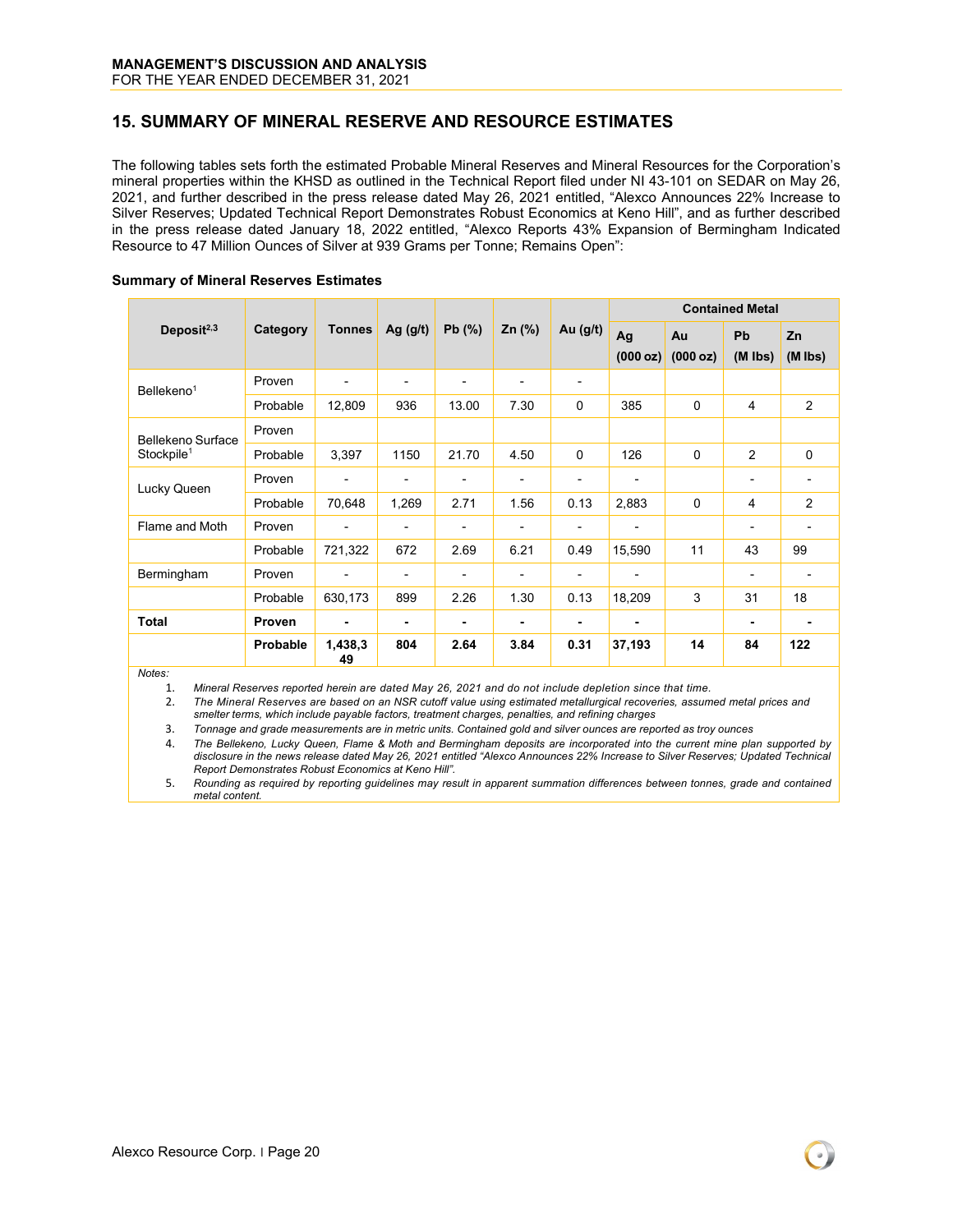## 15. SUMMARY OF MINERAL RESERVE AND RESOURCE ESTIMATES

The following tables sets forth the estimated Probable Mineral Reserves and Mineral Resources for the Corporation's mineral properties within the KHSD as outlined in the Technical Report filed under NI 43-101 on SEDAR on May 26, 2021, and further described in the press release dated May 26, 2021 entitled, "Alexco Announces 22% Increase to Silver Reserves; Updated Technical Report Demonstrates Robust Economics at Keno Hill", and as further described in the press release dated January 18, 2022 entitled, "Alexco Reports 43% Expansion of Bermingham Indicated Resource to 47 Million Ounces of Silver at 939 Grams per Tonne; Remains Open":

**Summary of Mineral Reserves Estimates**

| Deposit[2,3] | Category | Tonnes | Ag (g/t) | Pb (%) | Zn (%) | Au (g/t) | Contained Metal | | | |
|---|---|---|---|---|---|---|---|---|---|---|
| | | | | | | | Ag (000 oz) | Au (000 oz) | Pb (M lbs) | Zn (M lbs) |
| Bellekeno[1] | Proven | - | - | - | - | - | | | | |
| | Probable | 12,809 | 936 | 13.00 | 7.30 | 0 | 385 | 0 | 4 | 2 |
| Bellekeno Surface Stockpile[1] | Proven | | | | | | | | | |
| | Probable | 3,397 | 1150 | 21.70 | 4.50 | 0 | 126 | 0 | 2 | 0 |
| Lucky Queen | Proven | - | - | - | - | - | - | | - | - |
| | Probable | 70,648 | 1,269 | 2.71 | 1.56 | 0.13 | 2,883 | 0 | 4 | 2 |
| Flame and Moth | Proven | - | - | - | - | - | - | | - | - |
| | Probable | 721,322 | 672 | 2.69 | 6.21 | 0.49 | 15,590 | 11 | 43 | 99 |
| Bermingham | Proven | - | - | - | - | - | - | | - | - |
| | Probable | 630,173 | 899 | 2.26 | 1.30 | 0.13 | 18,209 | 3 | 31 | 18 |
| **Total** | **Proven** | **-** | **-** | **-** | **-** | **-** | **-** | | **-** | **-** |
| | **Probable** | **1,438,349** | **804** | **2.64** | **3.84** | **0.31** | **37,193** | **14** | **84** | **122** |

*Notes:*

1. *Mineral Reserves reported herein are dated May 26, 2021 and do not include depletion since that time.*
2. *The Mineral Reserves are based on an NSR cutoff value using estimated metallurgical recoveries, assumed metal prices and smelter terms, which include payable factors, treatment charges, penalties, and refining charges*
3. *Tonnage and grade measurements are in metric units. Contained gold and silver ounces are reported as troy ounces*
4. *The Bellekeno, Lucky Queen, Flame & Moth and Bermingham deposits are incorporated into the current mine plan supported by disclosure in the news release dated May 26, 2021 entitled "Alexco Announces 22% Increase to Silver Reserves; Updated Technical Report Demonstrates Robust Economics at Keno Hill".*
5. *Rounding as required by reporting guidelines may result in apparent summation differences between tonnes, grade and contained metal content.*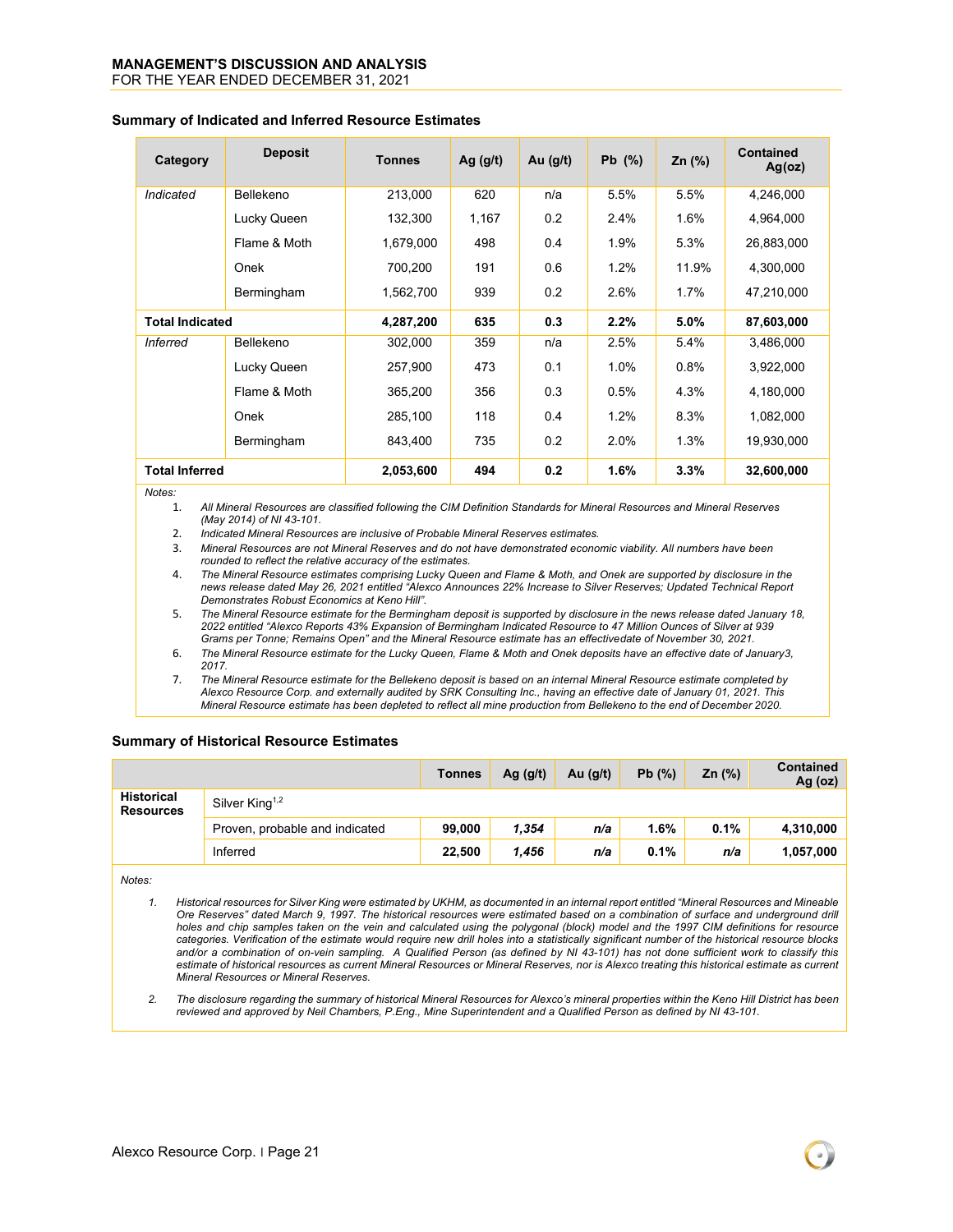## Summary of Indicated and Inferred Resource Estimates

| Category | Deposit | Tonnes | Ag (g/t) | Au (g/t) | Pb (%) | Zn (%) | Contained Ag(oz) |
|---|---|---|---|---|---|---|---|
| *Indicated* | Bellekeno | 213,000 | 620 | n/a | 5.5% | 5.5% | 4,246,000 |
| | Lucky Queen | 132,300 | 1,167 | 0.2 | 2.4% | 1.6% | 4,964,000 |
| | Flame & Moth | 1,679,000 | 498 | 0.4 | 1.9% | 5.3% | 26,883,000 |
| | Onek | 700,200 | 191 | 0.6 | 1.2% | 11.9% | 4,300,000 |
| | Bermingham | 1,562,700 | 939 | 0.2 | 2.6% | 1.7% | 47,210,000 |
| **Total Indicated** | | **4,287,200** | **635** | **0.3** | **2.2%** | **5.0%** | **87,603,000** |
| *Inferred* | Bellekeno | 302,000 | 359 | n/a | 2.5% | 5.4% | 3,486,000 |
| | Lucky Queen | 257,900 | 473 | 0.1 | 1.0% | 0.8% | 3,922,000 |
| | Flame & Moth | 365,200 | 356 | 0.3 | 0.5% | 4.3% | 4,180,000 |
| | Onek | 285,100 | 118 | 0.4 | 1.2% | 8.3% | 1,082,000 |
| | Bermingham | 843,400 | 735 | 0.2 | 2.0% | 1.3% | 19,930,000 |
| **Total Inferred** | | **2,053,600** | **494** | **0.2** | **1.6%** | **3.3%** | **32,600,000** |

*Notes:*

1. *All Mineral Resources are classified following the CIM Definition Standards for Mineral Resources and Mineral Reserves (May 2014) of NI 43-101.*
2. *Indicated Mineral Resources are inclusive of Probable Mineral Reserves estimates.*
3. *Mineral Resources are not Mineral Reserves and do not have demonstrated economic viability. All numbers have been rounded to reflect the relative accuracy of the estimates.*
4. *The Mineral Resource estimates comprising Lucky Queen and Flame & Moth, and Onek are supported by disclosure in the news release dated May 26, 2021 entitled "Alexco Announces 22% Increase to Silver Reserves; Updated Technical Report Demonstrates Robust Economics at Keno Hill".*
5. *The Mineral Resource estimate for the Bermingham deposit is supported by disclosure in the news release dated January 18, 2022 entitled "Alexco Reports 43% Expansion of Bermingham Indicated Resource to 47 Million Ounces of Silver at 939 Grams per Tonne; Remains Open" and the Mineral Resource estimate has an effectivedate of November 30, 2021.*
6. *The Mineral Resource estimate for the Lucky Queen, Flame & Moth and Onek deposits have an effective date of January3, 2017.*
7. *The Mineral Resource estimate for the Bellekeno deposit is based on an internal Mineral Resource estimate completed by Alexco Resource Corp. and externally audited by SRK Consulting Inc., having an effective date of January 01, 2021. This Mineral Resource estimate has been depleted to reflect all mine production from Bellekeno to the end of December 2020.*

## Summary of Historical Resource Estimates

| | | Tonnes | Ag (g/t) | Au (g/t) | Pb (%) | Zn (%) | Contained Ag (oz) |
|---|---|---|---|---|---|---|---|
| **Historical Resources** | Silver King[1,2] | | | | | | |
| | Proven, probable and indicated | **99,000** | ***1,354*** | ***n/a*** | **1.6%** | **0.1%** | **4,310,000** |
| | Inferred | **22,500** | ***1,456*** | ***n/a*** | **0.1%** | ***n/a*** | **1,057,000** |

*Notes:*

1. *Historical resources for Silver King were estimated by UKHM, as documented in an internal report entitled "Mineral Resources and Mineable Ore Reserves" dated March 9, 1997. The historical resources were estimated based on a combination of surface and underground drill holes and chip samples taken on the vein and calculated using the polygonal (block) model and the 1997 CIM definitions for resource categories. Verification of the estimate would require new drill holes into a statistically significant number of the historical resource blocks and/or a combination of on-vein sampling. A Qualified Person (as defined by NI 43-101) has not done sufficient work to classify this estimate of historical resources as current Mineral Resources or Mineral Reserves, nor is Alexco treating this historical estimate as current Mineral Resources or Mineral Reserves.*
2. *The disclosure regarding the summary of historical Mineral Resources for Alexco's mineral properties within the Keno Hill District has been reviewed and approved by Neil Chambers, P.Eng., Mine Superintendent and a Qualified Person as defined by NI 43-101.*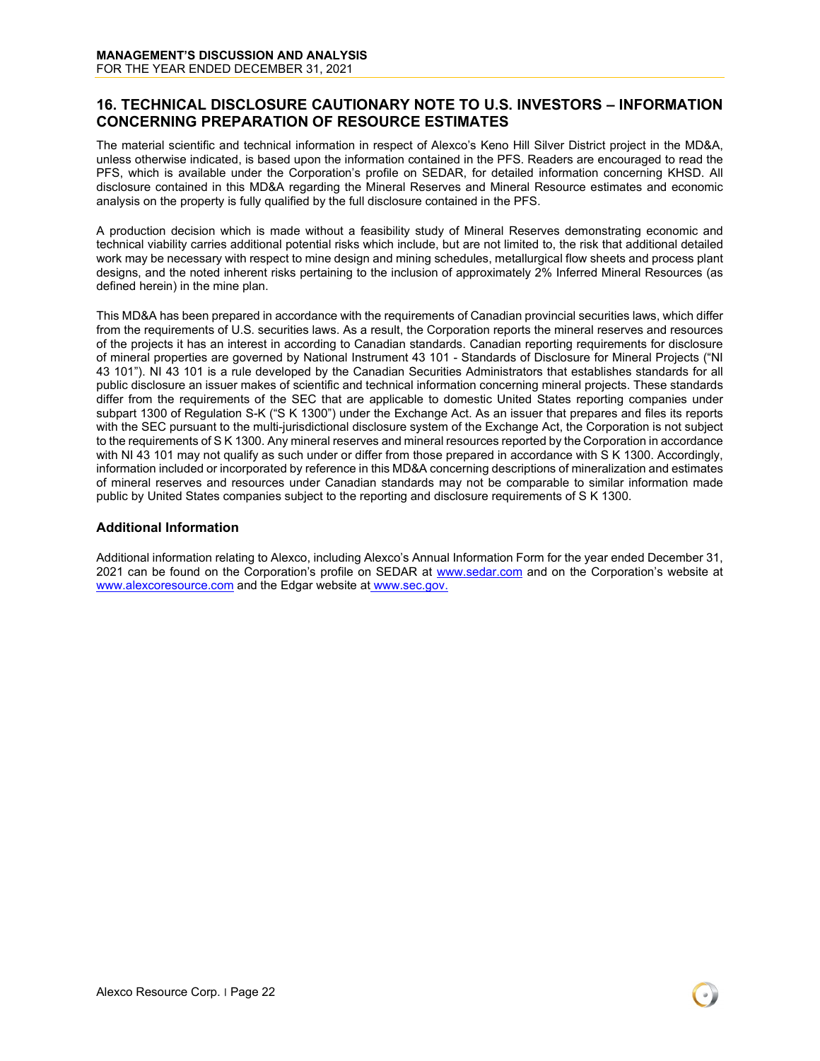## 16. TECHNICAL DISCLOSURE CAUTIONARY NOTE TO U.S. INVESTORS – INFORMATION CONCERNING PREPARATION OF RESOURCE ESTIMATES

The material scientific and technical information in respect of Alexco's Keno Hill Silver District project in the MD&A, unless otherwise indicated, is based upon the information contained in the PFS. Readers are encouraged to read the PFS, which is available under the Corporation's profile on SEDAR, for detailed information concerning KHSD. All disclosure contained in this MD&A regarding the Mineral Reserves and Mineral Resource estimates and economic analysis on the property is fully qualified by the full disclosure contained in the PFS.

A production decision which is made without a feasibility study of Mineral Reserves demonstrating economic and technical viability carries additional potential risks which include, but are not limited to, the risk that additional detailed work may be necessary with respect to mine design and mining schedules, metallurgical flow sheets and process plant designs, and the noted inherent risks pertaining to the inclusion of approximately 2% Inferred Mineral Resources (as defined herein) in the mine plan.

This MD&A has been prepared in accordance with the requirements of Canadian provincial securities laws, which differ from the requirements of U.S. securities laws. As a result, the Corporation reports the mineral reserves and resources of the projects it has an interest in according to Canadian standards. Canadian reporting requirements for disclosure of mineral properties are governed by National Instrument 43 101 - Standards of Disclosure for Mineral Projects ("NI 43 101"). NI 43 101 is a rule developed by the Canadian Securities Administrators that establishes standards for all public disclosure an issuer makes of scientific and technical information concerning mineral projects. These standards differ from the requirements of the SEC that are applicable to domestic United States reporting companies under subpart 1300 of Regulation S-K ("S K 1300") under the Exchange Act. As an issuer that prepares and files its reports with the SEC pursuant to the multi-jurisdictional disclosure system of the Exchange Act, the Corporation is not subject to the requirements of S K 1300. Any mineral reserves and mineral resources reported by the Corporation in accordance with NI 43 101 may not qualify as such under or differ from those prepared in accordance with S K 1300. Accordingly, information included or incorporated by reference in this MD&A concerning descriptions of mineralization and estimates of mineral reserves and resources under Canadian standards may not be comparable to similar information made public by United States companies subject to the reporting and disclosure requirements of S K 1300.

### Additional Information

Additional information relating to Alexco, including Alexco's Annual Information Form for the year ended December 31, 2021 can be found on the Corporation's profile on SEDAR at www.sedar.com and on the Corporation's website at www.alexcoresource.com and the Edgar website at www.sec.gov.